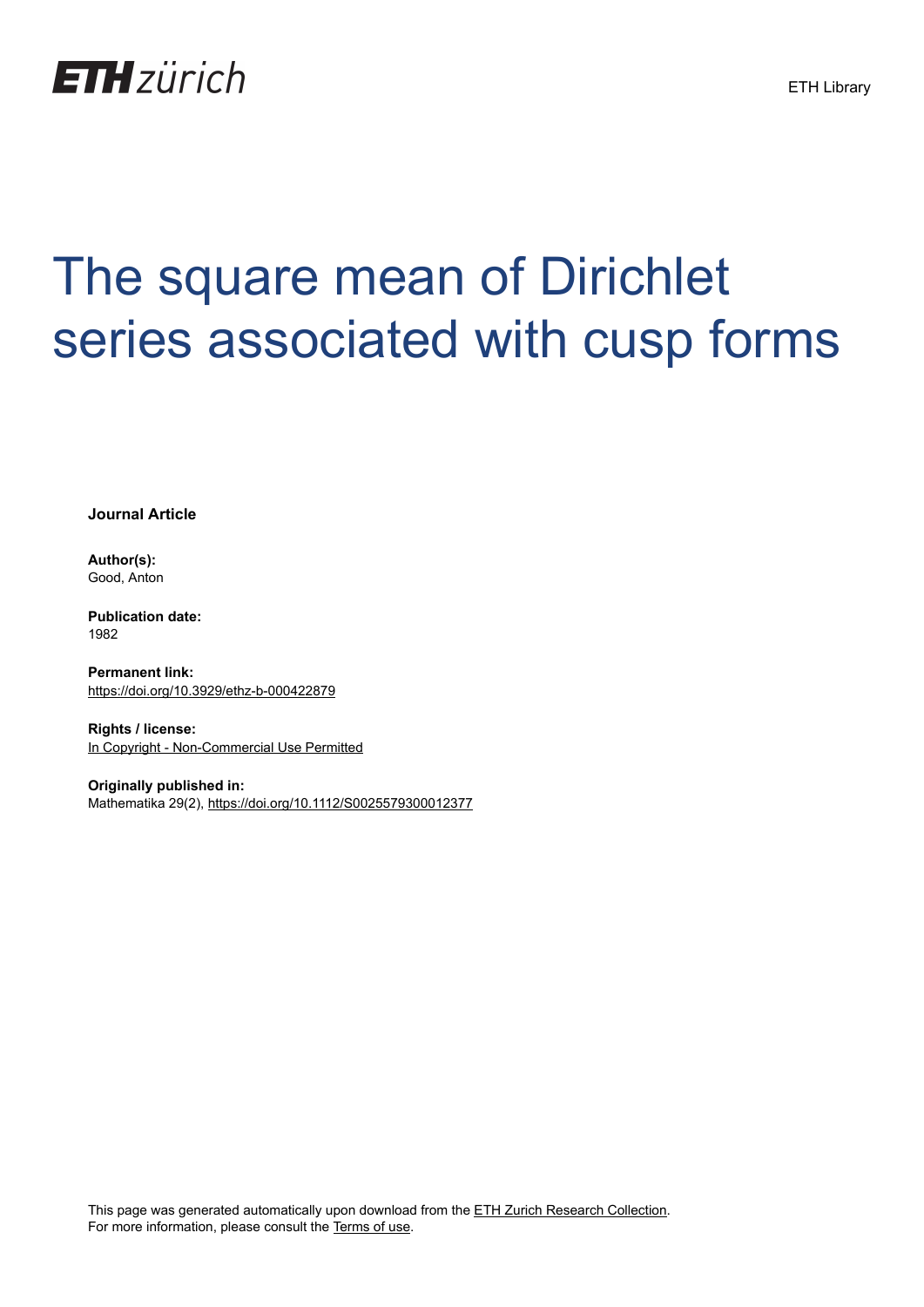ETH zürich

ETH Library

# The square mean of Dirichlet series associated with cusp forms

**Journal Article**

**Author(s):**
Good, Anton

**Publication date:**
1982

**Permanent link:**
https://doi.org/10.3929/ethz-b-000422879

**Rights / license:**
In Copyright - Non-Commercial Use Permitted

**Originally published in:**
Mathematika 29(2), https://doi.org/10.1112/S0025579300012377

This page was generated automatically upon download from the ETH Zurich Research Collection.
For more information, please consult the Terms of use.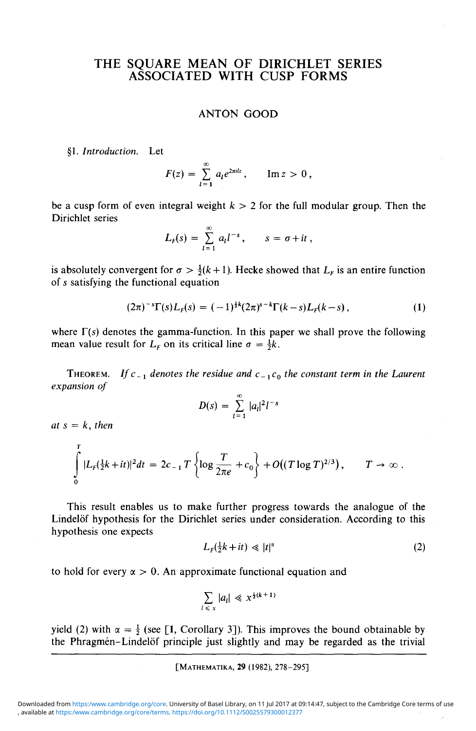# THE SQUARE MEAN OF DIRICHLET SERIES ASSOCIATED WITH CUSP FORMS

ANTON GOOD

§1. *Introduction.* Let

$$F(z) = \sum_{l=1}^{\infty} a_l e^{2\pi i l z}, \qquad \operatorname{Im} z > 0,$$

be a cusp form of even integral weight $k > 2$ for the full modular group. Then the Dirichlet series

$$L_F(s) = \sum_{l=1}^{\infty} a_l l^{-s}, \qquad s = \sigma + it,$$

is absolutely convergent for $\sigma > \frac{1}{2}(k+1)$. Hecke showed that $L_F$ is an entire function of $s$ satisfying the functional equation

$$(2\pi)^{-s}\Gamma(s)L_F(s) = (-1)^{\frac{1}{2}k}(2\pi)^{s-k}\Gamma(k-s)L_F(k-s), \tag{1}$$

where $\Gamma(s)$ denotes the gamma-function. In this paper we shall prove the following mean value result for $L_F$ on its critical line $\sigma = \frac{1}{2}k$.

THEOREM. *If $c_{-1}$ denotes the residue and $c_{-1}c_0$ the constant term in the Laurent expansion of*

$$D(s) = \sum_{l=1}^{\infty} |a_l|^2 l^{-s}$$

*at $s = k$, then*

$$\int_0^T |L_F(\tfrac{1}{2}k+it)|^2 dt = 2c_{-1}T\left\{\log\frac{T}{2\pi e} + c_0\right\} + O((T\log T)^{2/3}), \qquad T \to \infty.$$

This result enables us to make further progress towards the analogue of the Lindelöf hypothesis for the Dirichlet series under consideration. According to this hypothesis one expects

$$L_F(\tfrac{1}{2}k+it) \ll |t|^{\alpha} \tag{2}$$

to hold for every $\alpha > 0$. An approximate functional equation and

$$\sum_{l \leq x} |a_l| \ll x^{\frac{1}{2}(k+1)}$$

yield (2) with $\alpha = \frac{1}{2}$ (see [1, Corollary 3]). This improves the bound obtainable by the Phragmén–Lindelöf principle just slightly and may be regarded as the trivial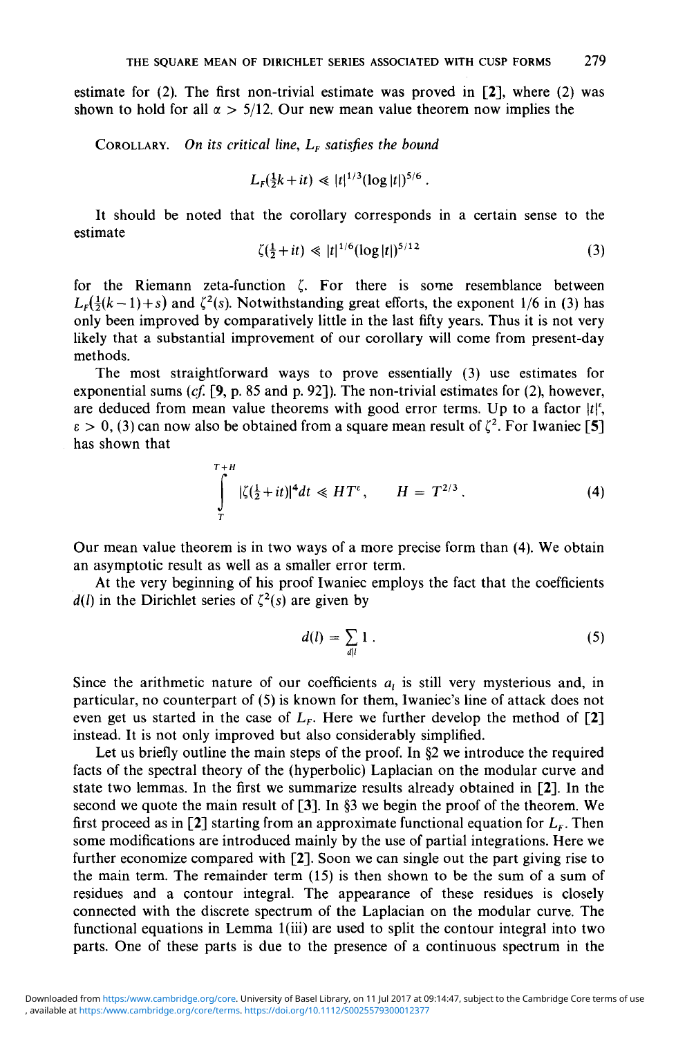estimate for (2). The first non-trivial estimate was proved in [2], where (2) was shown to hold for all $\alpha > 5/12$. Our new mean value theorem now implies the

COROLLARY. *On its critical line, $L_F$ satisfies the bound*

$$L_F(\tfrac{1}{2}k+it) \ll |t|^{1/3}(\log|t|)^{5/6}.$$

It should be noted that the corollary corresponds in a certain sense to the estimate

$$\zeta(\tfrac{1}{2}+it) \ll |t|^{1/6}(\log|t|)^{5/12} \tag{3}$$

for the Riemann zeta-function $\zeta$. For there is some resemblance between $L_F(\frac{1}{2}(k-1)+s)$ and $\zeta^2(s)$. Notwithstanding great efforts, the exponent 1/6 in (3) has only been improved by comparatively little in the last fifty years. Thus it is not very likely that a substantial improvement of our corollary will come from present-day methods.

The most straightforward ways to prove essentially (3) use estimates for exponential sums (*cf.* [9, p. 85 and p. 92]). The non-trivial estimates for (2), however, are deduced from mean value theorems with good error terms. Up to a factor $|t|^{\varepsilon}$, $\varepsilon > 0$, (3) can now also be obtained from a square mean result of $\zeta^2$. For Iwaniec [5] has shown that

$$\int_T^{T+H} |\zeta(\tfrac{1}{2}+it)|^4 dt \ll HT^{\varepsilon}, \qquad H = T^{2/3}. \tag{4}$$

Our mean value theorem is in two ways of a more precise form than (4). We obtain an asymptotic result as well as a smaller error term.

At the very beginning of his proof Iwaniec employs the fact that the coefficients $d(l)$ in the Dirichlet series of $\zeta^2(s)$ are given by

$$d(l) = \sum_{d|l} 1. \tag{5}$$

Since the arithmetic nature of our coefficients $a_l$ is still very mysterious and, in particular, no counterpart of (5) is known for them, Iwaniec's line of attack does not even get us started in the case of $L_F$. Here we further develop the method of [2] instead. It is not only improved but also considerably simplified.

Let us briefly outline the main steps of the proof. In §2 we introduce the required facts of the spectral theory of the (hyperbolic) Laplacian on the modular curve and state two lemmas. In the first we summarize results already obtained in [2]. In the second we quote the main result of [3]. In §3 we begin the proof of the theorem. We first proceed as in [2] starting from an approximate functional equation for $L_F$. Then some modifications are introduced mainly by the use of partial integrations. Here we further economize compared with [2]. Soon we can single out the part giving rise to the main term. The remainder term (15) is then shown to be the sum of residues and a contour integral. The appearance of these residues is closely connected with the discrete spectrum of the Laplacian on the modular curve. The functional equations in Lemma 1(iii) are used to split the contour integral into two parts. One of these parts is due to the presence of a continuous spectrum in the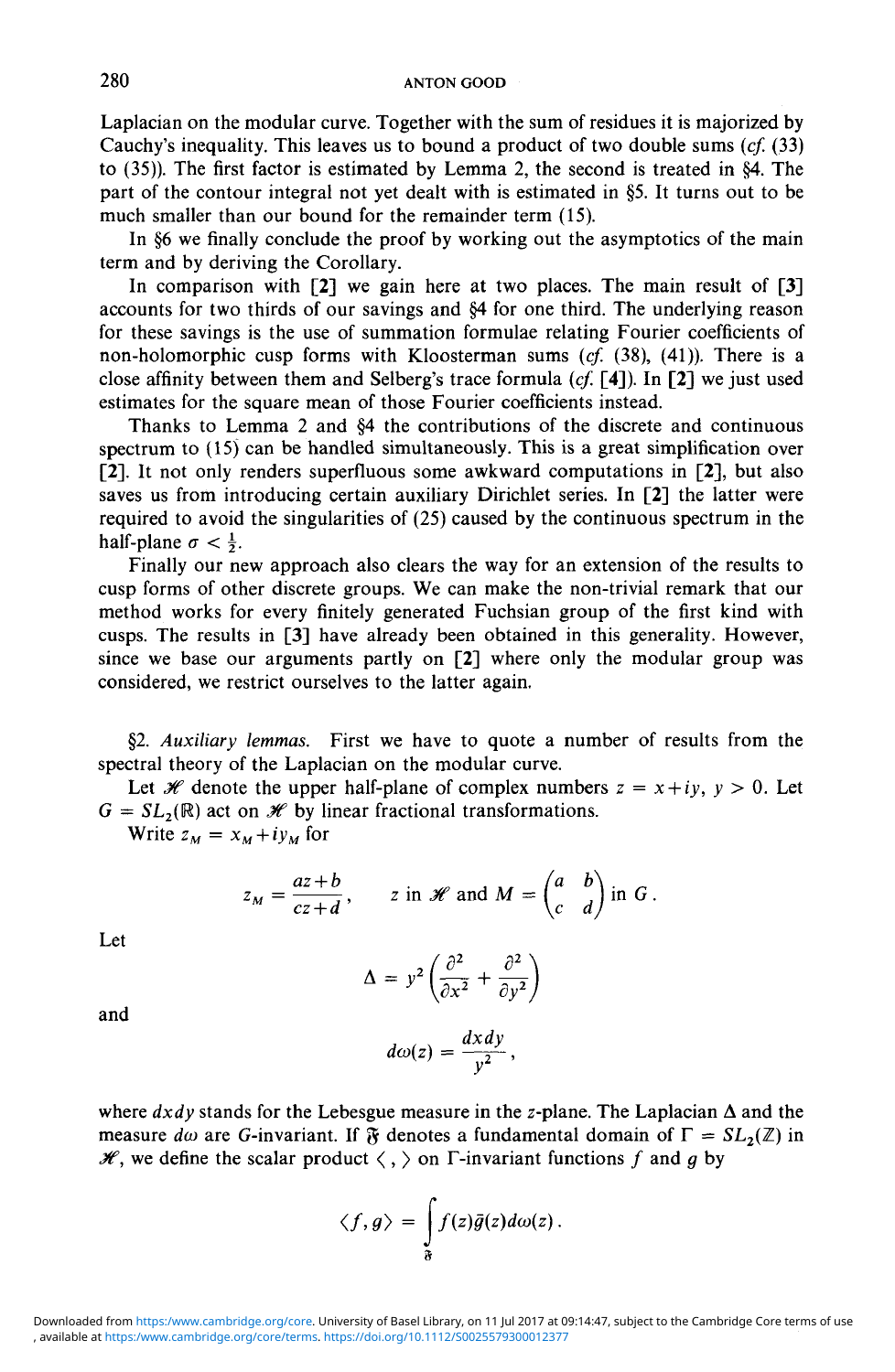Laplacian on the modular curve. Together with the sum of residues it is majorized by Cauchy's inequality. This leaves us to bound a product of two double sums (*cf.* (33) to (35)). The first factor is estimated by Lemma 2, the second is treated in §4. The part of the contour integral not yet dealt with is estimated in §5. It turns out to be much smaller than our bound for the remainder term (15).

In §6 we finally conclude the proof by working out the asymptotics of the main term and by deriving the Corollary.

In comparison with **[2]** we gain here at two places. The main result of **[3]** accounts for two thirds of our savings and §4 for one third. The underlying reason for these savings is the use of summation formulae relating Fourier coefficients of non-holomorphic cusp forms with Kloosterman sums (*cf.* (38), (41)). There is a close affinity between them and Selberg's trace formula (*cf.* **[4]**). In **[2]** we just used estimates for the square mean of those Fourier coefficients instead.

Thanks to Lemma 2 and §4 the contributions of the discrete and continuous spectrum to (15) can be handled simultaneously. This is a great simplification over **[2]**. It not only renders superfluous some awkward computations in **[2]**, but also saves us from introducing certain auxiliary Dirichlet series. In **[2]** the latter were required to avoid the singularities of (25) caused by the continuous spectrum in the half-plane $\sigma < \frac{1}{2}$.

Finally our new approach also clears the way for an extension of the results to cusp forms of other discrete groups. We can make the non-trivial remark that our method works for every finitely generated Fuchsian group of the first kind with cusps. The results in **[3]** have already been obtained in this generality. However, since we base our arguments partly on **[2]** where only the modular group was considered, we restrict ourselves to the latter again.

§2. *Auxiliary lemmas.* First we have to quote a number of results from the spectral theory of the Laplacian on the modular curve.

Let $\mathscr{H}$ denote the upper half-plane of complex numbers $z = x+iy$, $y > 0$. Let $G = SL_2(\mathbb{R})$ act on $\mathscr{H}$ by linear fractional transformations.

Write $z_M = x_M + iy_M$ for

$$z_M = \frac{az+b}{cz+d}, \qquad z \text{ in } \mathscr{H} \text{ and } M = \begin{pmatrix} a & b \\ c & d \end{pmatrix} \text{ in } G.$$

Let

$$\Delta = y^2\left(\frac{\partial^2}{\partial x^2} + \frac{\partial^2}{\partial y^2}\right)$$

and

$$d\omega(z) = \frac{dx\,dy}{y^2},$$

where $dx\,dy$ stands for the Lebesgue measure in the $z$-plane. The Laplacian $\Delta$ and the measure $d\omega$ are $G$-invariant. If $\mathfrak{F}$ denotes a fundamental domain of $\Gamma = SL_2(\mathbb{Z})$ in $\mathscr{H}$, we define the scalar product $\langle\, ,\, \rangle$ on $\Gamma$-invariant functions $f$ and $g$ by

$$\langle f, g\rangle = \int_{\mathfrak{F}} f(z)\bar{g}(z)\,d\omega(z).$$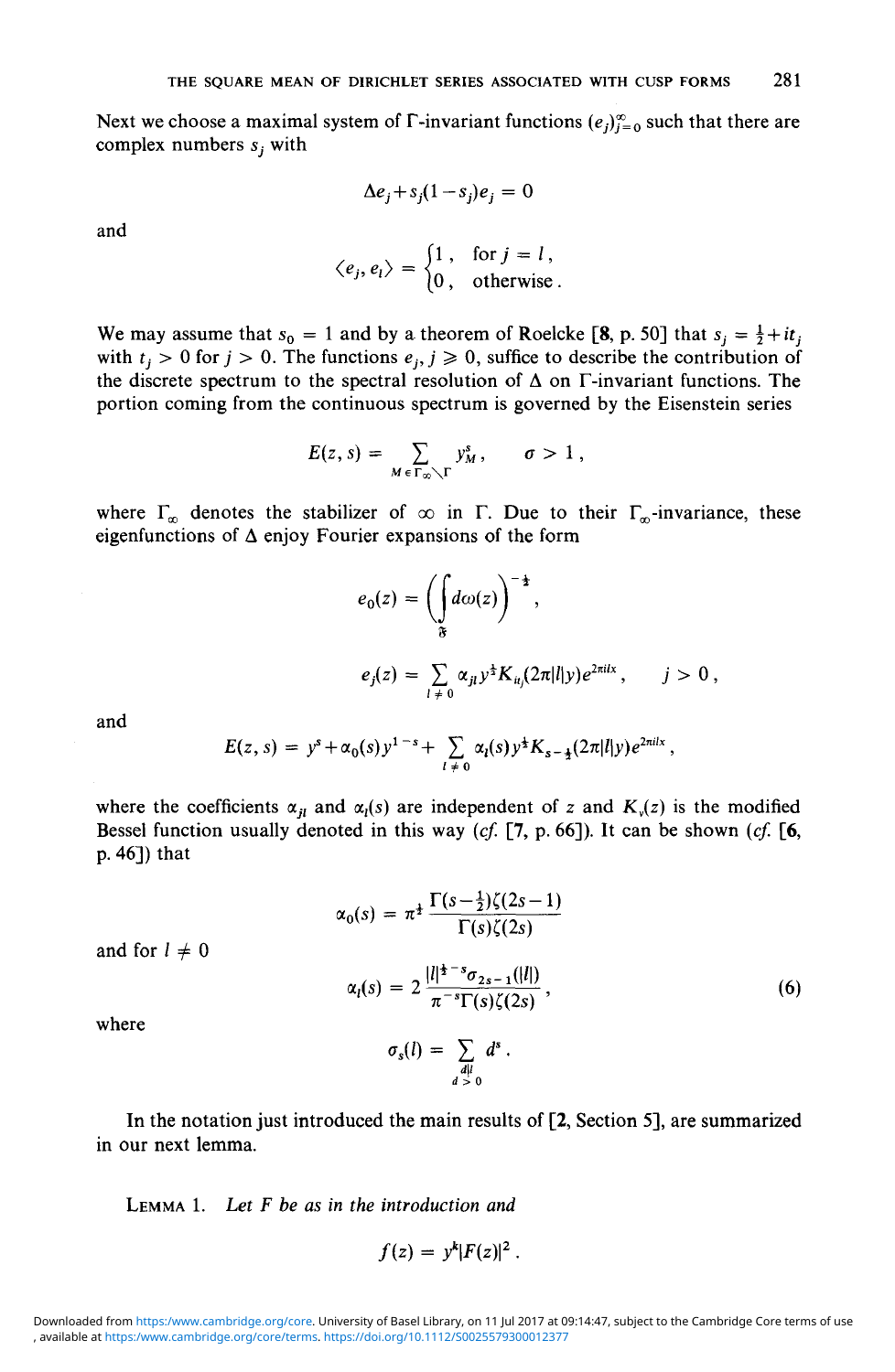Next we choose a maximal system of $\Gamma$-invariant functions $(e_j)_{j=0}^{\infty}$ such that there are complex numbers $s_j$ with

$$\Delta e_j + s_j(1-s_j)e_j = 0$$

and

$$\langle e_j, e_l \rangle = \begin{cases} 1, & \text{for } j = l, \\ 0, & \text{otherwise}. \end{cases}$$

We may assume that $s_0 = 1$ and by a theorem of Roelcke [8, p. 50] that $s_j = \frac{1}{2} + it_j$ with $t_j > 0$ for $j > 0$. The functions $e_j$, $j \geqslant 0$, suffice to describe the contribution of the discrete spectrum to the spectral resolution of $\Delta$ on $\Gamma$-invariant functions. The portion coming from the continuous spectrum is governed by the Eisenstein series

$$E(z, s) = \sum_{M \in \Gamma_\infty \setminus \Gamma} y_M^s, \qquad \sigma > 1,$$

where $\Gamma_\infty$ denotes the stabilizer of $\infty$ in $\Gamma$. Due to their $\Gamma_\infty$-invariance, these eigenfunctions of $\Delta$ enjoy Fourier expansions of the form

$$e_0(z) = \left( \int_{\mathfrak{F}} d\omega(z) \right)^{-\frac{1}{2}},$$

$$e_j(z) = \sum_{l \neq 0} \alpha_{jl} y^{\frac{1}{2}} K_{it_j}(2\pi |l| y) e^{2\pi i l x}, \qquad j > 0,$$

and

$$E(z, s) = y^s + \alpha_0(s) y^{1-s} + \sum_{l \neq 0} \alpha_l(s) y^{\frac{1}{2}} K_{s-\frac{1}{2}}(2\pi |l| y) e^{2\pi i l x},$$

where the coefficients $\alpha_{jl}$ and $\alpha_l(s)$ are independent of $z$ and $K_\nu(z)$ is the modified Bessel function usually denoted in this way (*cf.* [7, p. 66]). It can be shown (*cf.* [**6**, p. 46]) that

$$\alpha_0(s) = \pi^{\frac{1}{2}} \frac{\Gamma(s-\frac{1}{2})\zeta(2s-1)}{\Gamma(s)\zeta(2s)}$$

and for $l \neq 0$

$$\alpha_l(s) = 2 \frac{|l|^{\frac{1}{2}-s} \sigma_{2s-1}(|l|)}{\pi^{-s}\Gamma(s)\zeta(2s)}, \tag{6}$$

where

$$\sigma_s(l) = \sum_{\substack{d|l \\ d > 0}} d^s.$$

In the notation just introduced the main results of [**2**, Section 5], are summarized in our next lemma.

LEMMA 1. *Let $F$ be as in the introduction and*

$$f(z) = y^k |F(z)|^2.$$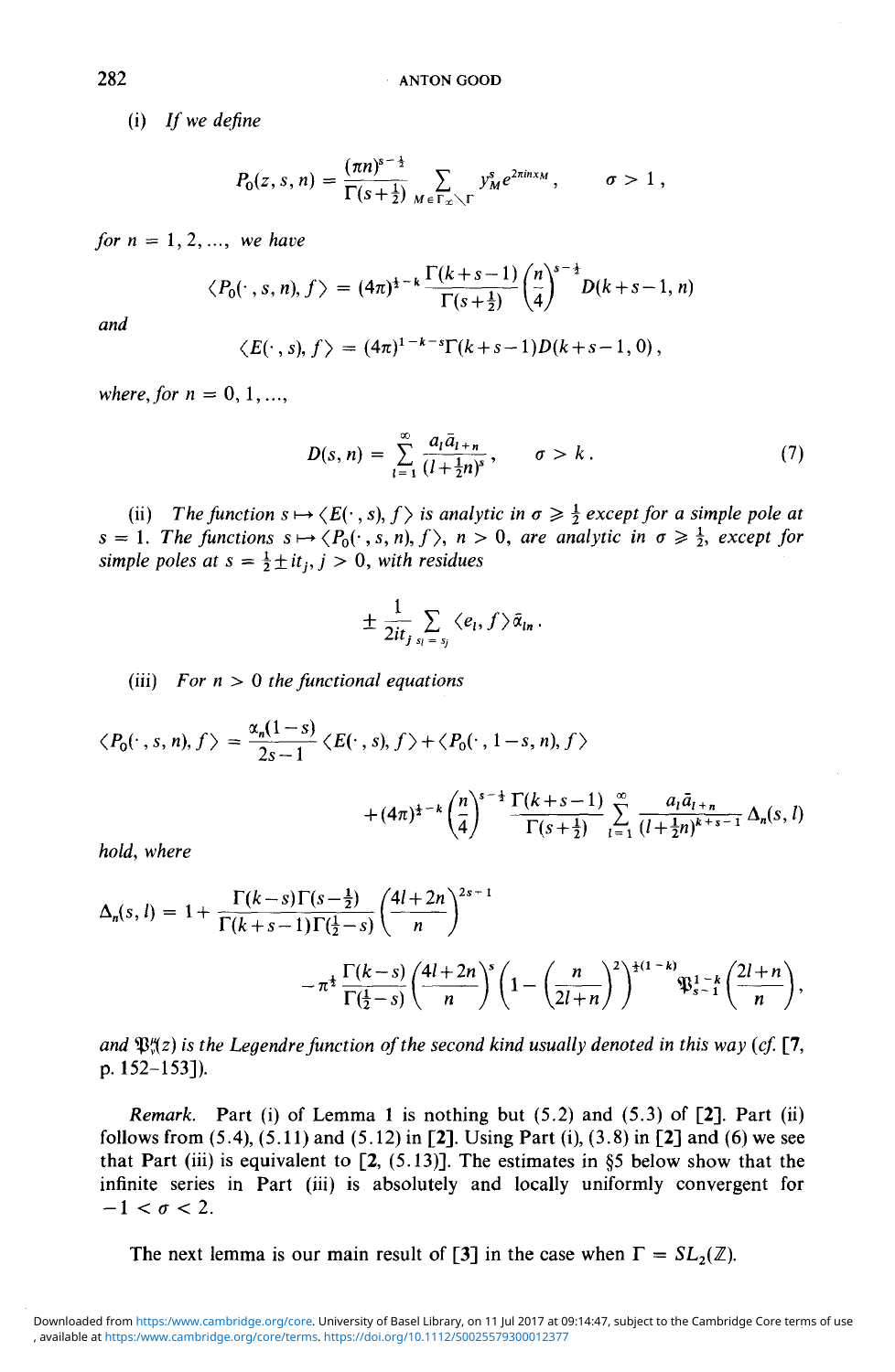(i) *If we define*

$$P_0(z,s,n) = \frac{(\pi n)^{s-\frac{1}{2}}}{\Gamma(s+\frac{1}{2})} \sum_{M\in\Gamma_\infty\backslash\Gamma} y_M^s e^{2\pi i n x_M}, \qquad \sigma > 1,$$

*for* $n = 1, 2, \ldots,$ *we have*

$$\langle P_0(\cdot, s, n), f\rangle = (4\pi)^{\frac{1}{2}-k} \frac{\Gamma(k+s-1)}{\Gamma(s+\frac{1}{2})} \left(\frac{n}{4}\right)^{s-\frac{1}{2}} D(k+s-1, n)$$

*and*

$$\langle E(\cdot, s), f\rangle = (4\pi)^{1-k-s}\Gamma(k+s-1)D(k+s-1, 0),$$

*where, for* $n = 0, 1, \ldots,$

$$D(s,n) = \sum_{l=1}^{\infty} \frac{a_l \bar{a}_{l+n}}{(l+\frac{1}{2}n)^s}, \qquad \sigma > k. \tag{7}$$

(ii) *The function* $s \mapsto \langle E(\cdot, s), f\rangle$ *is analytic in* $\sigma \geqslant \frac{1}{2}$ *except for a simple pole at* $s = 1$. *The functions* $s \mapsto \langle P_0(\cdot, s, n), f\rangle$, $n > 0$, *are analytic in* $\sigma \geqslant \frac{1}{2}$, *except for simple poles at* $s = \frac{1}{2} \pm it_j$, $j > 0$, *with residues*

$$\pm \frac{1}{2it_j} \sum_{s_l = s_j} \langle e_l, f\rangle \bar{\alpha}_{ln}.$$

(iii) *For* $n > 0$ *the functional equations*

$$\langle P_0(\cdot, s, n), f\rangle = \frac{\alpha_n(1-s)}{2s-1} \langle E(\cdot, s), f\rangle + \langle P_0(\cdot, 1-s, n), f\rangle$$

$$+ (4\pi)^{\frac{1}{2}-k} \left(\frac{n}{4}\right)^{s-\frac{1}{2}} \frac{\Gamma(k+s-1)}{\Gamma(s+\frac{1}{2})} \sum_{l=1}^{\infty} \frac{a_l \bar{a}_{l+n}}{(l+\frac{1}{2}n)^{k+s-1}} \Delta_n(s, l)$$

*hold, where*

$$\Delta_n(s,l) = 1 + \frac{\Gamma(k-s)\Gamma(s-\frac{1}{2})}{\Gamma(k+s-1)\Gamma(\frac{1}{2}-s)} \left(\frac{4l+2n}{n}\right)^{2s-1}$$

$$- \pi^{\frac{1}{2}} \frac{\Gamma(k-s)}{\Gamma(\frac{1}{2}-s)} \left(\frac{4l+2n}{n}\right)^{s} \left(1 - \left(\frac{n}{2l+n}\right)^2\right)^{\frac{1}{2}(1-k)} \mathfrak{P}_{s-1}^{1-k}\left(\frac{2l+n}{n}\right),$$

*and* $\mathfrak{P}_\nu^\mu(z)$ *is the Legendre function of the second kind usually denoted in this way (cf.* **[7**, p. 152–153**]**).

*Remark.* Part (i) of Lemma 1 is nothing but (5.2) and (5.3) of **[2]**. Part (ii) follows from (5.4), (5.11) and (5.12) in **[2]**. Using Part (i), (3.8) in **[2]** and (6) we see that Part (iii) is equivalent to **[2**, (5.13)**]**. The estimates in §5 below show that the infinite series in Part (iii) is absolutely and locally uniformly convergent for $-1 < \sigma < 2$.

The next lemma is our main result of **[3]** in the case when $\Gamma = SL_2(\mathbb{Z})$.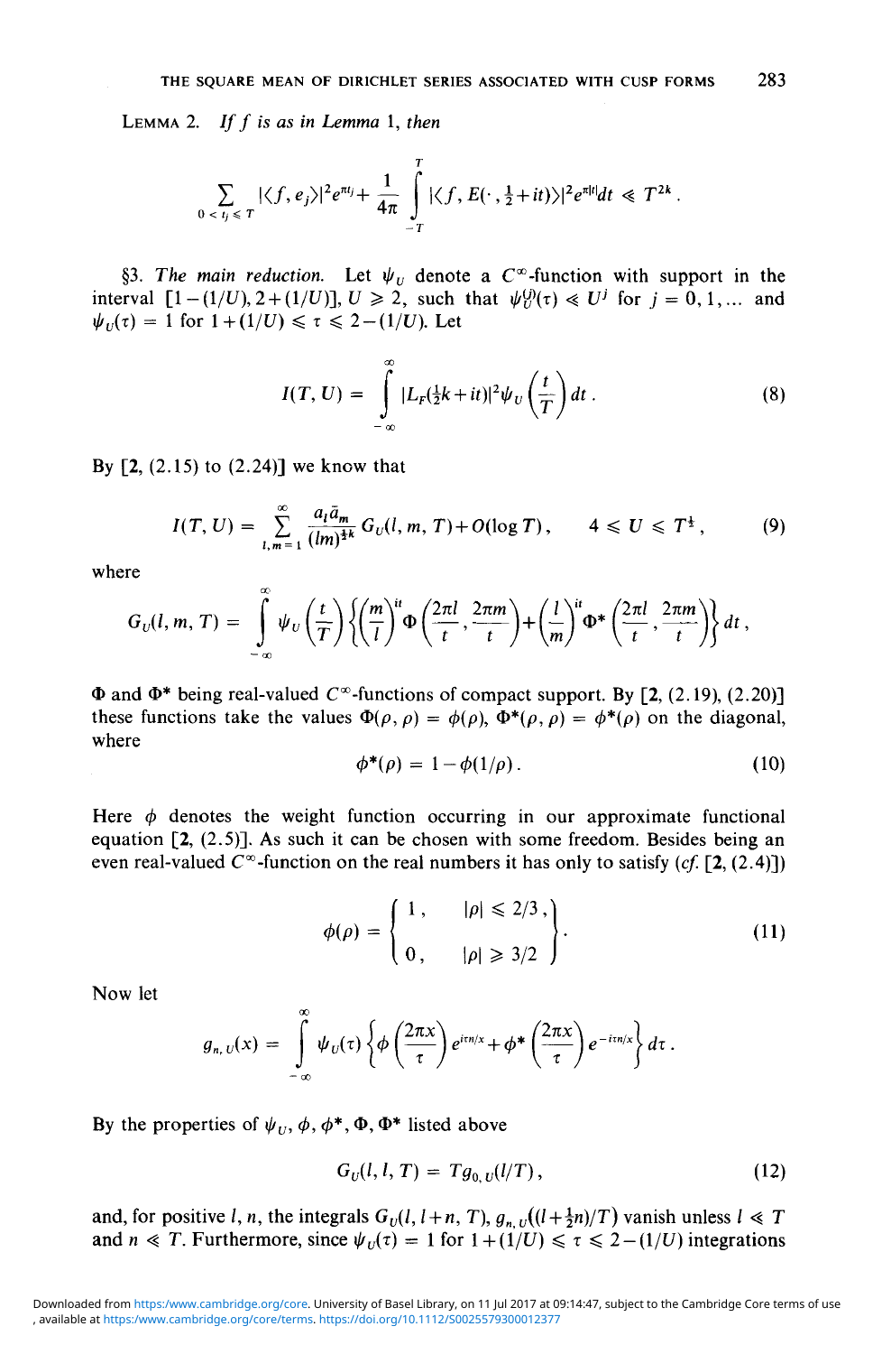LEMMA 2. *If $f$ is as in Lemma* 1, *then*

$$\sum_{0<t_j\leqslant T} |\langle f, e_j\rangle|^2 e^{\pi t_j} + \frac{1}{4\pi}\int_{-T}^{T} |\langle f, E(\cdot, \tfrac{1}{2}+it)\rangle|^2 e^{\pi|t|}dt \ll T^{2k}.$$

§3. *The main reduction.* Let $\psi_U$ denote a $C^\infty$-function with support in the interval $[1-(1/U), 2+(1/U)]$, $U \geqslant 2$, such that $\psi_U^{(j)}(\tau) \ll U^j$ for $j = 0, 1, \ldots$ and $\psi_U(\tau) = 1$ for $1+(1/U) \leqslant \tau \leqslant 2-(1/U)$. Let

$$I(T, U) = \int_{-\infty}^{\infty} |L_F(\tfrac{1}{2}k+it)|^2 \psi_U\left(\frac{t}{T}\right) dt. \tag{8}$$

By [2, (2.15) to (2.24)] we know that

$$I(T, U) = \sum_{l,m=1}^{\infty} \frac{a_l \bar{a}_m}{(lm)^{\frac{1}{2}k}} G_U(l, m, T) + O(\log T), \qquad 4 \leqslant U \leqslant T^{\frac{1}{2}}, \tag{9}$$

where

$$G_U(l, m, T) = \int_{-\infty}^{\infty} \psi_U\left(\frac{t}{T}\right)\left\{\left(\frac{m}{l}\right)^{it} \Phi\left(\frac{2\pi l}{t}, \frac{2\pi m}{t}\right) + \left(\frac{l}{m}\right)^{it} \Phi^*\left(\frac{2\pi l}{t}, \frac{2\pi m}{t}\right)\right\} dt,$$

$\Phi$ and $\Phi^*$ being real-valued $C^\infty$-functions of compact support. By [2, (2.19), (2.20)] these functions take the values $\Phi(\rho, \rho) = \phi(\rho)$, $\Phi^*(\rho, \rho) = \phi^*(\rho)$ on the diagonal, where

$$\phi^*(\rho) = 1 - \phi(1/\rho). \tag{10}$$

Here $\phi$ denotes the weight function occurring in our approximate functional equation [2, (2.5)]. As such it can be chosen with some freedom. Besides being an even real-valued $C^\infty$-function on the real numbers it has only to satisfy (*cf.* [2, (2.4)])

$$\phi(\rho) = \left\{\begin{array}{ll} 1, & |\rho| \leqslant 2/3, \\ 0, & |\rho| \geqslant 3/2 \end{array}\right\}. \tag{11}$$

Now let

$$g_{n,U}(x) = \int_{-\infty}^{\infty} \psi_U(\tau)\left\{\phi\left(\frac{2\pi x}{\tau}\right) e^{i\tau n/x} + \phi^*\left(\frac{2\pi x}{\tau}\right) e^{-i\tau n/x}\right\} d\tau.$$

By the properties of $\psi_U$, $\phi$, $\phi^*$, $\Phi$, $\Phi^*$ listed above

$$G_U(l, l, T) = T g_{0,U}(l/T), \tag{12}$$

and, for positive $l$, $n$, the integrals $G_U(l, l+n, T)$, $g_{n,U}\big((l+\tfrac{1}{2}n)/T\big)$ vanish unless $l \ll T$ and $n \ll T$. Furthermore, since $\psi_U(\tau) = 1$ for $1+(1/U) \leqslant \tau \leqslant 2-(1/U)$ integrations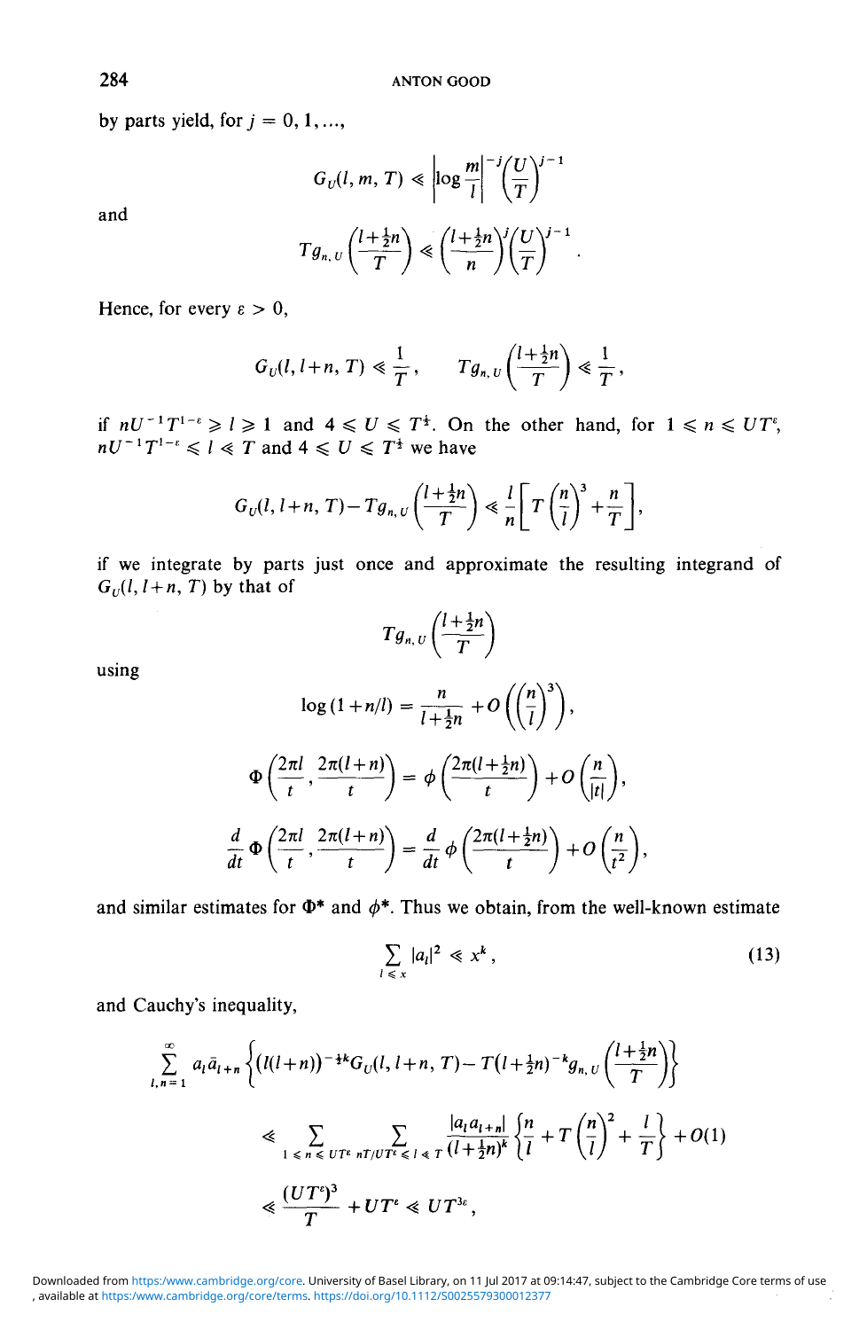by parts yield, for $j = 0, 1, \ldots,$

$$G_U(l, m, T) \ll \left|\log \frac{m}{l}\right|^{-j} \left(\frac{U}{T}\right)^{j-1}$$

and

$$T g_{n,U}\left(\frac{l+\frac{1}{2}n}{T}\right) \ll \left(\frac{l+\frac{1}{2}n}{n}\right)^{j} \left(\frac{U}{T}\right)^{j-1}.$$

Hence, for every $\varepsilon > 0$,

$$G_U(l, l+n, T) \ll \frac{1}{T}, \qquad T g_{n,U}\left(\frac{l+\frac{1}{2}n}{T}\right) \ll \frac{1}{T},$$

if $nU^{-1}T^{1-\varepsilon} \geqslant l \geqslant 1$ and $4 \leqslant U \leqslant T^{\frac{1}{2}}$. On the other hand, for $1 \leqslant n \leqslant UT^{\varepsilon}$, $nU^{-1}T^{1-\varepsilon} \leqslant l \ll T$ and $4 \leqslant U \leqslant T^{\frac{1}{2}}$ we have

$$G_U(l, l+n, T) - T g_{n,U}\left(\frac{l+\frac{1}{2}n}{T}\right) \ll \frac{l}{n}\left[T\left(\frac{n}{l}\right)^3 + \frac{n}{T}\right],$$

if we integrate by parts just once and approximate the resulting integrand of $G_U(l, l+n, T)$ by that of

$$T g_{n,U}\left(\frac{l+\frac{1}{2}n}{T}\right)$$

using

$$\log(1+n/l) = \frac{n}{l+\frac{1}{2}n} + O\left(\left(\frac{n}{l}\right)^3\right),$$

$$\Phi\left(\frac{2\pi l}{t}, \frac{2\pi(l+n)}{t}\right) = \phi\left(\frac{2\pi(l+\frac{1}{2}n)}{t}\right) + O\left(\frac{n}{|t|}\right),$$

$$\frac{d}{dt}\Phi\left(\frac{2\pi l}{t}, \frac{2\pi(l+n)}{t}\right) = \frac{d}{dt}\phi\left(\frac{2\pi(l+\frac{1}{2}n)}{t}\right) + O\left(\frac{n}{t^2}\right),$$

and similar estimates for $\Phi^*$ and $\phi^*$. Thus we obtain, from the well-known estimate

$$\sum_{l \leqslant x} |a_l|^2 \ll x^k, \tag{13}$$

and Cauchy's inequality,

$$\sum_{l,n=1}^{\infty} a_l \bar{a}_{l+n} \left\{(l(l+n))^{-\frac{1}{2}k} G_U(l, l+n, T) - T(l+\tfrac{1}{2}n)^{-k} g_{n,U}\left(\frac{l+\frac{1}{2}n}{T}\right)\right\}$$

$$\ll \sum_{1 \leqslant n \leqslant UT^{\varepsilon}} \sum_{nT/UT^{\varepsilon} \leqslant l \ll T} \frac{|a_l a_{l+n}|}{(l+\frac{1}{2}n)^k}\left\{\frac{n}{l} + T\left(\frac{n}{l}\right)^2 + \frac{l}{T}\right\} + O(1)$$

$$\ll \frac{(UT^{\varepsilon})^3}{T} + UT^{\varepsilon} \ll UT^{3\varepsilon},$$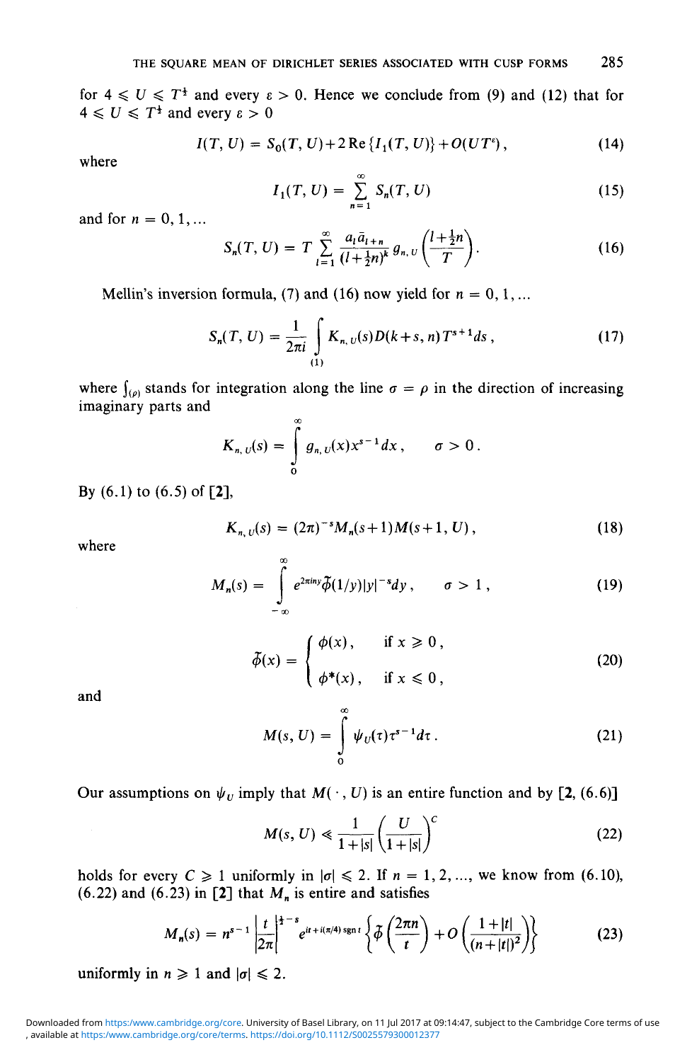for $4 \leqslant U \leqslant T^{\frac{1}{4}}$ and every $\varepsilon > 0$. Hence we conclude from (9) and (12) that for $4 \leqslant U \leqslant T^{\frac{1}{4}}$ and every $\varepsilon > 0$

$$I(T, U) = S_0(T, U) + 2\,\mathrm{Re}\{I_1(T, U)\} + O(UT^{\varepsilon}), \tag{14}$$

where

$$I_1(T, U) = \sum_{n=1}^{\infty} S_n(T, U) \tag{15}$$

and for $n = 0, 1, \ldots$

$$S_n(T, U) = T \sum_{l=1}^{\infty} \frac{a_l \bar{a}_{l+n}}{(l+\frac{1}{2}n)^k}\, g_{n,U}\left(\frac{l+\frac{1}{2}n}{T}\right). \tag{16}$$

Mellin's inversion formula, (7) and (16) now yield for $n = 0, 1, \ldots$

$$S_n(T, U) = \frac{1}{2\pi i} \int_{(1)} K_{n,U}(s) D(k+s, n) T^{s+1} ds\,, \tag{17}$$

where $\int_{(\rho)}$ stands for integration along the line $\sigma = \rho$ in the direction of increasing imaginary parts and

$$K_{n,U}(s) = \int_0^{\infty} g_{n,U}(x) x^{s-1} dx\,, \qquad \sigma > 0\,.$$

By (6.1) to (6.5) of **[2]**,

$$K_{n,U}(s) = (2\pi)^{-s} M_n(s+1) M(s+1, U)\,, \tag{18}$$

where

$$M_n(s) = \int_{-\infty}^{\infty} e^{2\pi i n y} \tilde{\phi}(1/y)|y|^{-s} dy\,, \qquad \sigma > 1\,, \tag{19}$$

$$\tilde{\phi}(x) = \begin{cases} \phi(x)\,, & \text{if } x \geqslant 0\,, \\ \phi^*(x)\,, & \text{if } x \leqslant 0\,, \end{cases} \tag{20}$$

and

$$M(s, U) = \int_0^{\infty} \psi_U(\tau) \tau^{s-1} d\tau\,. \tag{21}$$

Our assumptions on $\psi_U$ imply that $M(\cdot, U)$ is an entire function and by **[2**, (6.6)**]**

$$M(s, U) \ll \frac{1}{1+|s|}\left(\frac{U}{1+|s|}\right)^C \tag{22}$$

holds for every $C \geqslant 1$ uniformly in $|\sigma| \leqslant 2$. If $n = 1, 2, \ldots$, we know from (6.10), (6.22) and (6.23) in **[2]** that $M_n$ is entire and satisfies

$$M_n(s) = n^{s-1} \left|\frac{t}{2\pi}\right|^{\frac{1}{2}-s} e^{it + i(\pi/4)\,\mathrm{sgn}\, t} \left\{\tilde{\phi}\left(\frac{2\pi n}{t}\right) + O\left(\frac{1+|t|}{(n+|t|)^2}\right)\right\} \tag{23}$$

uniformly in $n \geqslant 1$ and $|\sigma| \leqslant 2$.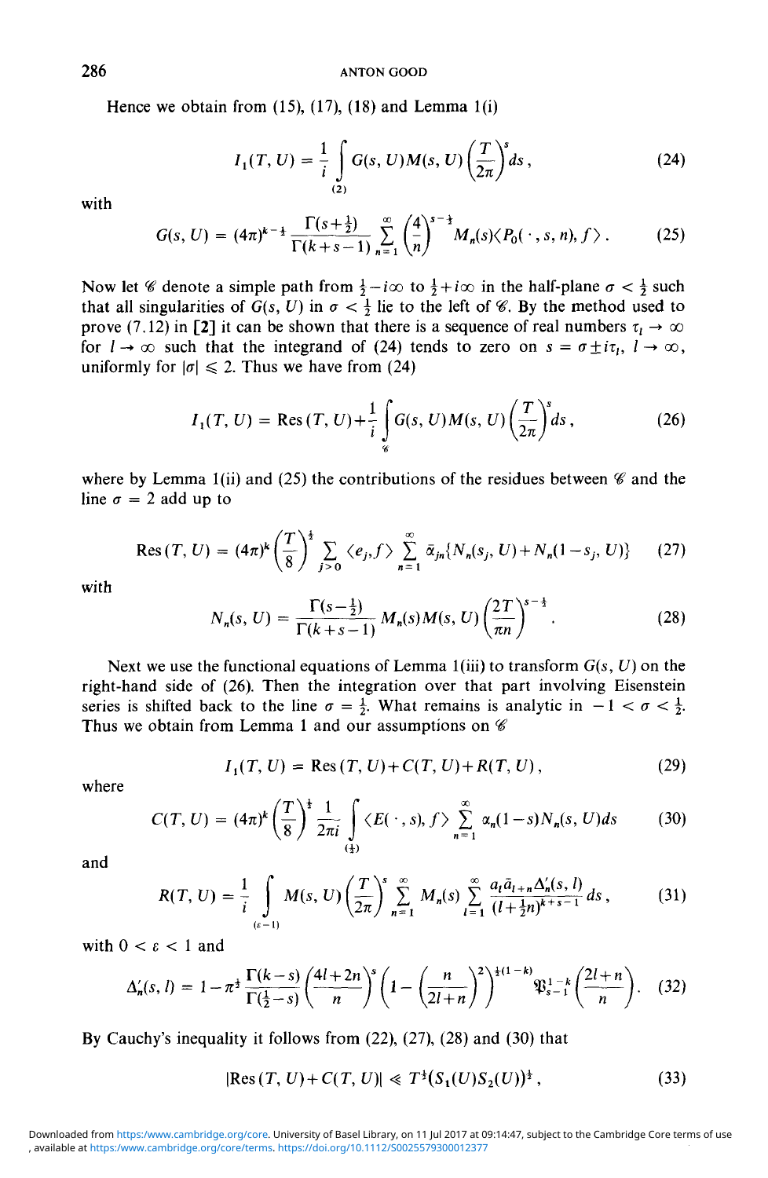Hence we obtain from (15), (17), (18) and Lemma 1(i)

$$I_1(T, U) = \frac{1}{i} \int_{(2)} G(s, U) M(s, U) \left(\frac{T}{2\pi}\right)^s ds, \tag{24}$$

with

$$G(s, U) = (4\pi)^{k-\frac{1}{2}} \frac{\Gamma(s+\frac{1}{2})}{\Gamma(k+s-1)} \sum_{n=1}^{\infty} \left(\frac{4}{n}\right)^{s-\frac{1}{2}} M_n(s) \langle P_0(\cdot, s, n), f \rangle. \tag{25}$$

Now let $\mathscr{C}$ denote a simple path from $\frac{1}{2} - i\infty$ to $\frac{1}{2} + i\infty$ in the half-plane $\sigma < \frac{1}{2}$ such that all singularities of $G(s, U)$ in $\sigma < \frac{1}{2}$ lie to the left of $\mathscr{C}$. By the method used to prove (7.12) in **[2]** it can be shown that there is a sequence of real numbers $\tau_l \to \infty$ for $l \to \infty$ such that the integrand of (24) tends to zero on $s = \sigma \pm i\tau_l$, $l \to \infty$, uniformly for $|\sigma| \leqslant 2$. Thus we have from (24)

$$I_1(T, U) = \operatorname{Res}(T, U) + \frac{1}{i} \int_{\mathscr{C}} G(s, U) M(s, U) \left(\frac{T}{2\pi}\right)^s ds, \tag{26}$$

where by Lemma 1(ii) and (25) the contributions of the residues between $\mathscr{C}$ and the line $\sigma = 2$ add up to

$$\operatorname{Res}(T, U) = (4\pi)^k \left(\frac{T}{8}\right)^{\frac{1}{2}} \sum_{j>0} \langle e_j, f \rangle \sum_{n=1}^{\infty} \bar{\alpha}_{jn} \{N_n(s_j, U) + N_n(1-s_j, U)\} \tag{27}$$

with

$$N_n(s, U) = \frac{\Gamma(s-\frac{1}{2})}{\Gamma(k+s-1)} M_n(s) M(s, U) \left(\frac{2T}{\pi n}\right)^{s-\frac{1}{2}}. \tag{28}$$

Next we use the functional equations of Lemma 1(iii) to transform $G(s, U)$ on the right-hand side of (26). Then the integration over that part involving Eisenstein series is shifted back to the line $\sigma = \frac{1}{2}$. What remains is analytic in $-1 < \sigma < \frac{1}{2}$. Thus we obtain from Lemma 1 and our assumptions on $\mathscr{C}$

$$I_1(T, U) = \operatorname{Res}(T, U) + C(T, U) + R(T, U), \tag{29}$$

where

$$C(T, U) = (4\pi)^k \left(\frac{T}{8}\right)^{\frac{1}{2}} \frac{1}{2\pi i} \int_{(\frac{1}{2})} \langle E(\cdot, s), f \rangle \sum_{n=1}^{\infty} \alpha_n(1-s) N_n(s, U) ds \tag{30}$$

and

$$R(T, U) = \frac{1}{i} \int_{(\varepsilon-1)} M(s, U) \left(\frac{T}{2\pi}\right)^s \sum_{n=1}^{\infty} M_n(s) \sum_{l=1}^{\infty} \frac{a_l \bar{a}_{l+n} \Delta_n'(s, l)}{(l+\frac{1}{2}n)^{k+s-1}} ds, \tag{31}$$

with $0 < \varepsilon < 1$ and

$$\Delta_n'(s, l) = 1 - \pi^{\frac{1}{2}} \frac{\Gamma(k-s)}{\Gamma(\frac{1}{2}-s)} \left(\frac{4l+2n}{n}\right)^s \left(1 - \left(\frac{n}{2l+n}\right)^2\right)^{\frac{1}{2}(1-k)} \mathfrak{P}_{s-1}^{1-k}\left(\frac{2l+n}{n}\right). \tag{32}$$

By Cauchy's inequality it follows from (22), (27), (28) and (30) that

$$|\operatorname{Res}(T, U) + C(T, U)| \ll T^{\frac{1}{2}} (S_1(U) S_2(U))^{\frac{1}{2}}, \tag{33}$$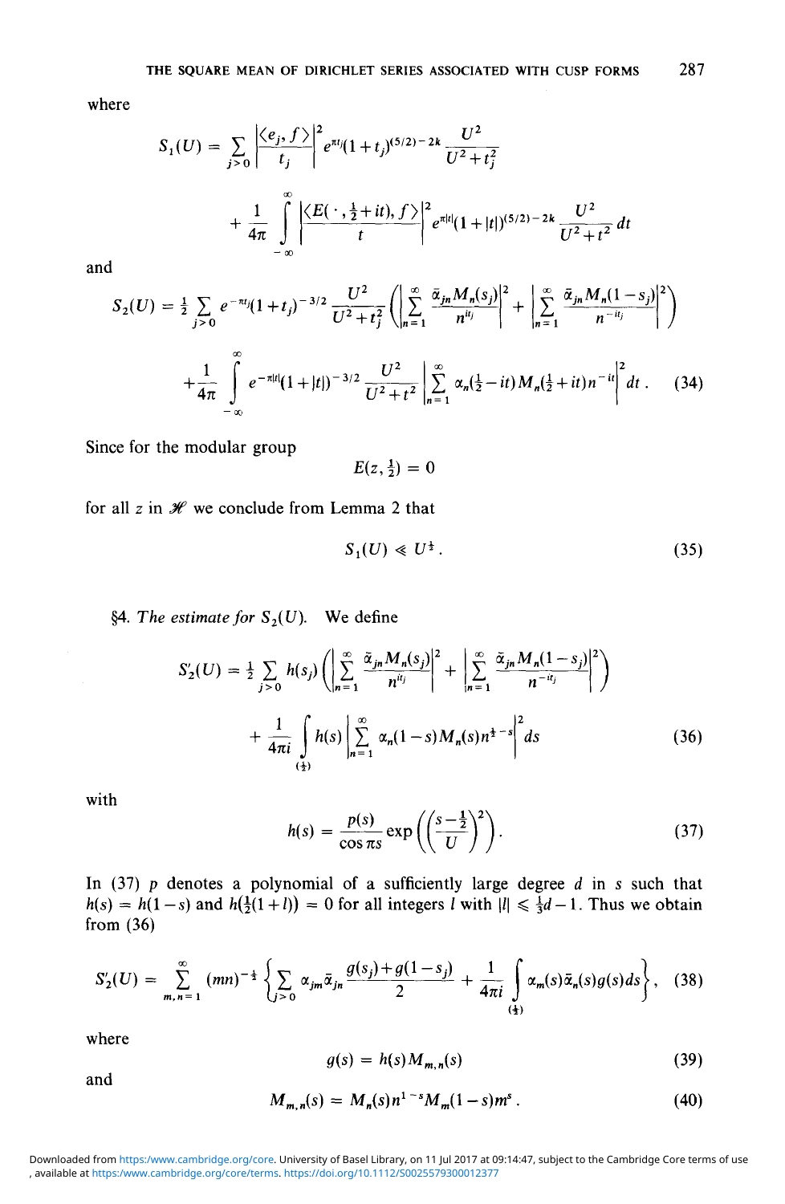where

$$S_1(U) = \sum_{j>0} \left| \frac{\langle e_j, f \rangle}{t_j} \right|^2 e^{\pi t_j} (1+t_j)^{(5/2)-2k} \frac{U^2}{U^2+t_j^2}$$

$$+ \frac{1}{4\pi} \int_{-\infty}^{\infty} \left| \frac{\langle E(\cdot, \frac{1}{2}+it), f \rangle}{t} \right|^2 e^{\pi |t|} (1+|t|)^{(5/2)-2k} \frac{U^2}{U^2+t^2} dt$$

and

$$S_2(U) = \tfrac{1}{2} \sum_{j>0} e^{-\pi t_j} (1+t_j)^{-3/2} \frac{U^2}{U^2+t_j^2} \left( \left| \sum_{n=1}^{\infty} \frac{\bar{\alpha}_{jn} M_n(s_j)}{n^{it_j}} \right|^2 + \left| \sum_{n=1}^{\infty} \frac{\bar{\alpha}_{jn} M_n(1-s_j)}{n^{-it_j}} \right|^2 \right)$$

$$+ \frac{1}{4\pi} \int_{-\infty}^{\infty} e^{-\pi |t|} (1+|t|)^{-3/2} \frac{U^2}{U^2+t^2} \left| \sum_{n=1}^{\infty} \alpha_n(\tfrac{1}{2}-it) M_n(\tfrac{1}{2}+it) n^{-it} \right|^2 dt. \qquad (34)$$

Since for the modular group

$$E(z, \tfrac{1}{2}) = 0$$

for all $z$ in $\mathscr{H}$ we conclude from Lemma 2 that

$$S_1(U) \ll U^{\frac{1}{2}}. \qquad (35)$$

§4. *The estimate for* $S_2(U)$. We define

$$S_2'(U) = \tfrac{1}{2} \sum_{j>0} h(s_j) \left( \left| \sum_{n=1}^{\infty} \frac{\bar{\alpha}_{jn} M_n(s_j)}{n^{it_j}} \right|^2 + \left| \sum_{n=1}^{\infty} \frac{\bar{\alpha}_{jn} M_n(1-s_j)}{n^{-it_j}} \right|^2 \right)$$

$$+ \frac{1}{4\pi i} \int_{(\frac{1}{2})} h(s) \left| \sum_{n=1}^{\infty} \alpha_n(1-s) M_n(s) n^{\frac{1}{2}-s} \right|^2 ds \qquad (36)$$

with

$$h(s) = \frac{p(s)}{\cos \pi s} \exp\left( \left( \frac{s-\frac{1}{2}}{U} \right)^2 \right). \qquad (37)$$

In (37) $p$ denotes a polynomial of a sufficiently large degree $d$ in $s$ such that $h(s) = h(1-s)$ and $h(\frac{1}{2}(1+l)) = 0$ for all integers $l$ with $|l| \leq \frac{1}{3}d - 1$. Thus we obtain from (36)

$$S_2'(U) = \sum_{m,n=1}^{\infty} (mn)^{-\frac{1}{2}} \left\{ \sum_{j>0} \alpha_{jm} \bar{\alpha}_{jn} \frac{g(s_j)+g(1-s_j)}{2} + \frac{1}{4\pi i} \int_{(\frac{1}{2})} \alpha_m(s) \bar{\alpha}_n(s) g(s) ds \right\}, \qquad (38)$$

where

$$g(s) = h(s) M_{m,n}(s) \qquad (39)$$

and

$$M_{m,n}(s) = M_n(s) n^{1-s} M_m(1-s) m^s. \qquad (40)$$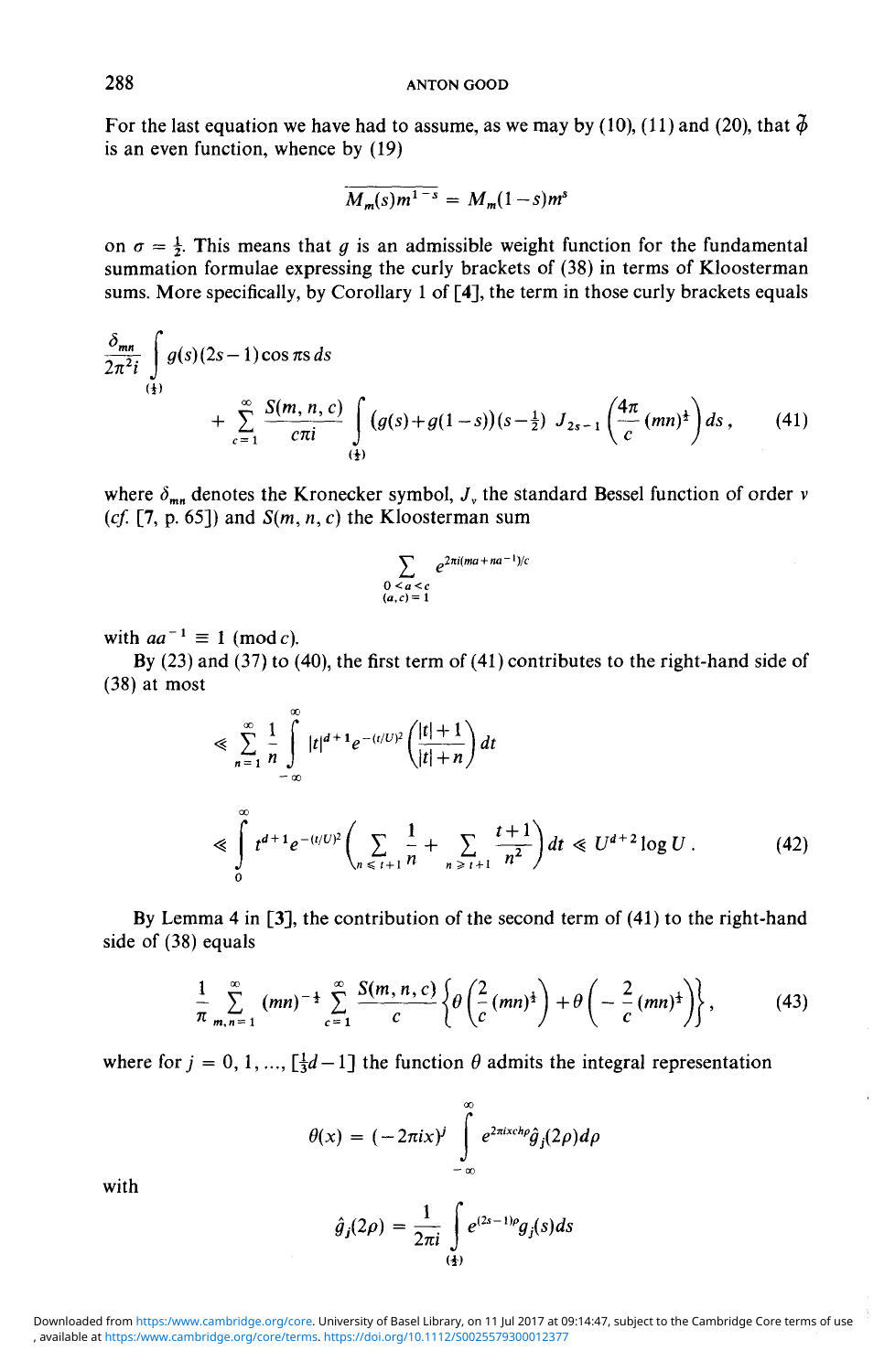For the last equation we have had to assume, as we may by (10), (11) and (20), that $\tilde{\phi}$ is an even function, whence by (19)

$$\overline{M_m(s)m^{1-s}} = M_m(1-s)m^s$$

on $\sigma = \frac{1}{2}$. This means that $g$ is an admissible weight function for the fundamental summation formulae expressing the curly brackets of (38) in terms of Kloosterman sums. More specifically, by Corollary 1 of [4], the term in those curly brackets equals

$$\frac{\delta_{mn}}{2\pi^2 i}\int_{(\frac{1}{2})} g(s)(2s-1)\cos \pi s\, ds + \sum_{c=1}^{\infty}\frac{S(m,n,c)}{c\pi i}\int_{(\frac{1}{2})}\left(g(s)+g(1-s)\right)\left(s-\tfrac{1}{2}\right) J_{2s-1}\left(\frac{4\pi}{c}(mn)^{\frac{1}{2}}\right)ds\,, \tag{41}$$

where $\delta_{mn}$ denotes the Kronecker symbol, $J_\nu$ the standard Bessel function of order $\nu$ (*cf.* [7, p. 65]) and $S(m,n,c)$ the Kloosterman sum

$$\sum_{\substack{0<a<c \\ (a,c)=1}} e^{2\pi i(ma+na^{-1})/c}$$

with $aa^{-1} \equiv 1 \pmod{c}$.

By (23) and (37) to (40), the first term of (41) contributes to the right-hand side of (38) at most

$$\ll \sum_{n=1}^{\infty}\frac{1}{n}\int_{-\infty}^{\infty}|t|^{d+1}e^{-(t/U)^2}\left(\frac{|t|+1}{|t|+n}\right)dt$$

$$\ll \int_0^{\infty} t^{d+1}e^{-(t/U)^2}\left(\sum_{n\leqslant t+1}\frac{1}{n} + \sum_{n\geqslant t+1}\frac{t+1}{n^2}\right)dt \ll U^{d+2}\log U\,. \tag{42}$$

By Lemma 4 in [3], the contribution of the second term of (41) to the right-hand side of (38) equals

$$\frac{1}{\pi}\sum_{m,n=1}^{\infty}(mn)^{-\frac{1}{2}}\sum_{c=1}^{\infty}\frac{S(m,n,c)}{c}\left\{\theta\left(\frac{2}{c}(mn)^{\frac{1}{2}}\right)+\theta\left(-\frac{2}{c}(mn)^{\frac{1}{2}}\right)\right\}, \tag{43}$$

where for $j = 0, 1, \ldots, [\frac{1}{3}d-1]$ the function $\theta$ admits the integral representation

$$\theta(x) = (-2\pi i x)^j \int_{-\infty}^{\infty} e^{2\pi i x \operatorname{ch}\rho}\hat{g}_j(2\rho)d\rho$$

with

$$\hat{g}_j(2\rho) = \frac{1}{2\pi i}\int_{(\frac{1}{2})} e^{(2s-1)\rho}g_j(s)ds$$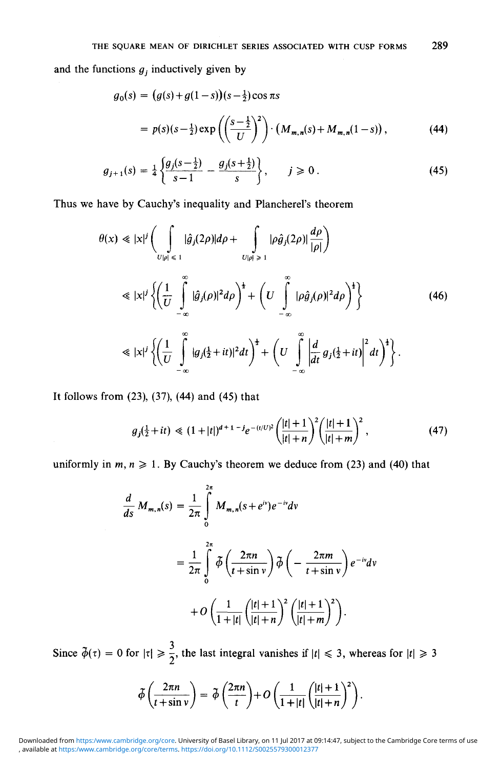and the functions $g_j$ inductively given by

$$g_0(s) = \big(g(s)+g(1-s)\big)(s-\tfrac{1}{2})\cos \pi s$$

$$= p(s)(s-\tfrac{1}{2})\exp\left(\left(\frac{s-\frac{1}{2}}{U}\right)^2\right)\cdot\big(M_{m,n}(s)+M_{m,n}(1-s)\big), \tag{44}$$

$$g_{j+1}(s) = \tfrac{1}{4}\left\{\frac{g_j(s-\frac{1}{2})}{s-1} - \frac{g_j(s+\frac{1}{2})}{s}\right\}, \qquad j \geqslant 0. \tag{45}$$

Thus we have by Cauchy's inequality and Plancherel's theorem

$$\theta(x) \ll |x|^j\left(\int\limits_{U|\rho|\leqslant 1} |\hat{g}_j(2\rho)|d\rho + \int\limits_{U|\rho|\geqslant 1} |\rho\hat{g}_j(2\rho)|\frac{d\rho}{|\rho|}\right)$$

$$\ll |x|^j\left\{\left(\frac{1}{U}\int\limits_{-\infty}^{\infty}|\hat{g}_j(\rho)|^2 d\rho\right)^{\frac{1}{2}} + \left(U\int\limits_{-\infty}^{\infty}|\rho\hat{g}_j(\rho)|^2 d\rho\right)^{\frac{1}{2}}\right\} \tag{46}$$

$$\ll |x|^j\left\{\left(\frac{1}{U}\int\limits_{-\infty}^{\infty}|g_j(\tfrac{1}{2}+it)|^2 dt\right)^{\frac{1}{2}} + \left(U\int\limits_{-\infty}^{\infty}\left|\frac{d}{dt}g_j(\tfrac{1}{2}+it)\right|^2 dt\right)^{\frac{1}{2}}\right\}.$$

It follows from (23), (37), (44) and (45) that

$$g_j(\tfrac{1}{2}+it) \ll (1+|t|)^{d+1-j}e^{-(t/U)^2}\left(\frac{|t|+1}{|t|+n}\right)^2\left(\frac{|t|+1}{|t|+m}\right)^2, \tag{47}$$

uniformly in $m, n \geqslant 1$. By Cauchy's theorem we deduce from (23) and (40) that

$$\frac{d}{ds}M_{m,n}(s) = \frac{1}{2\pi}\int\limits_0^{2\pi} M_{m,n}(s+e^{iv})e^{-iv}dv$$

$$= \frac{1}{2\pi}\int\limits_0^{2\pi}\tilde{\phi}\left(\frac{2\pi n}{t+\sin v}\right)\tilde{\phi}\left(-\frac{2\pi m}{t+\sin v}\right)e^{-iv}dv$$

$$+O\left(\frac{1}{1+|t|}\left(\frac{|t|+1}{|t|+n}\right)^2\left(\frac{|t|+1}{|t|+m}\right)^2\right).$$

Since $\tilde{\phi}(\tau) = 0$ for $|\tau| \geqslant \dfrac{3}{2}$, the last integral vanishes if $|t| \leqslant 3$, whereas for $|t| \geqslant 3$

$$\tilde{\phi}\left(\frac{2\pi n}{t+\sin v}\right) = \tilde{\phi}\left(\frac{2\pi n}{t}\right) + O\left(\frac{1}{1+|t|}\left(\frac{|t|+1}{|t|+n}\right)^2\right).$$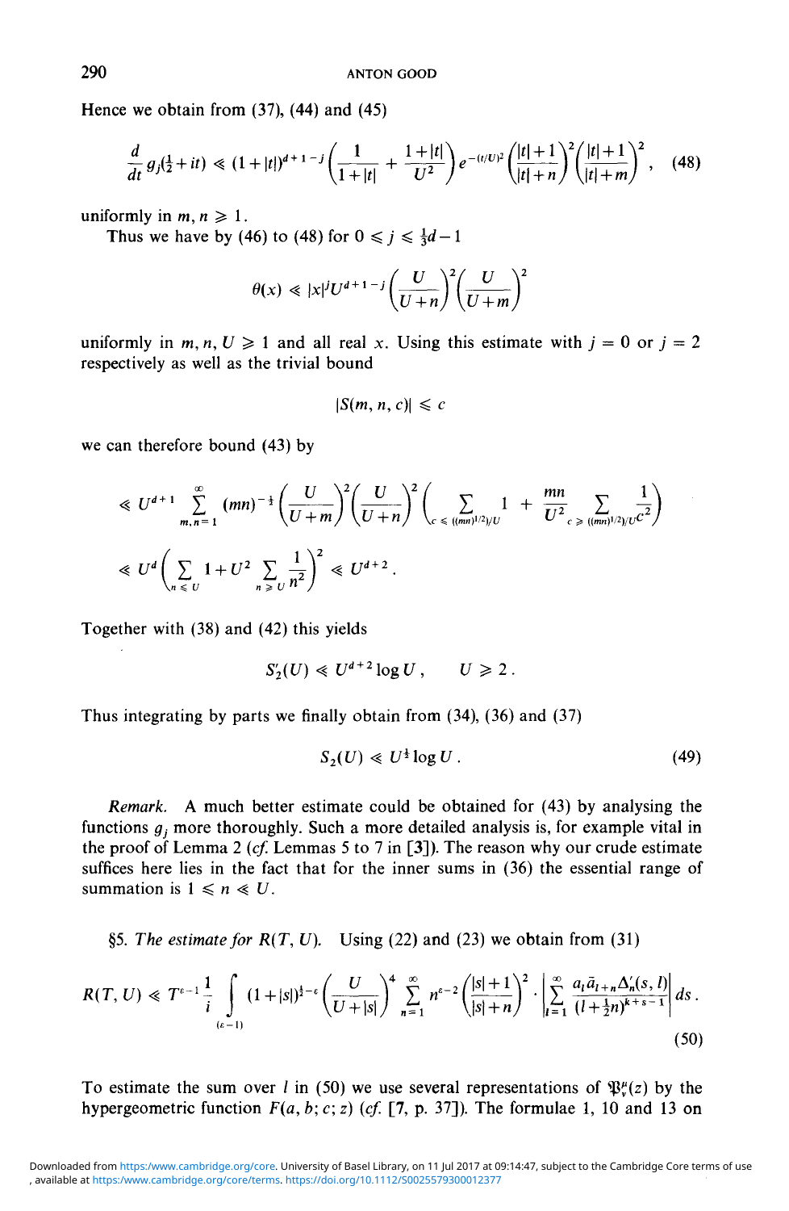Hence we obtain from (37), (44) and (45)

$$\frac{d}{dt} g_j(\tfrac{1}{2}+it) \ll (1+|t|)^{d+1-j}\left(\frac{1}{1+|t|}+\frac{1+|t|}{U^2}\right)e^{-(t/U)^2}\left(\frac{|t|+1}{|t|+n}\right)^2\left(\frac{|t|+1}{|t|+m}\right)^2, \tag{48}$$

uniformly in $m, n \geqslant 1$.

Thus we have by (46) to (48) for $0 \leqslant j \leqslant \frac{1}{3}d-1$

$$\theta(x) \ll |x|^j U^{d+1-j}\left(\frac{U}{U+n}\right)^2\left(\frac{U}{U+m}\right)^2$$

uniformly in $m, n, U \geqslant 1$ and all real $x$. Using this estimate with $j=0$ or $j=2$ respectively as well as the trivial bound

$$|S(m,n,c)| \leqslant c$$

we can therefore bound (43) by

$$\ll U^{d+1}\sum_{m,n=1}^{\infty}(mn)^{-\frac{1}{2}}\left(\frac{U}{U+m}\right)^2\left(\frac{U}{U+n}\right)^2\left(\sum_{c\leqslant((mn)^{1/2})/U}1+\frac{mn}{U^2}\sum_{c\geqslant((mn)^{1/2})/U}\frac{1}{c^2}\right)$$

$$\ll U^d\left(\sum_{n\leqslant U}1+U^2\sum_{n\geqslant U}\frac{1}{n^2}\right)^2 \ll U^{d+2}.$$

Together with (38) and (42) this yields

$$S_2'(U) \ll U^{d+2}\log U, \qquad U \geqslant 2.$$

Thus integrating by parts we finally obtain from (34), (36) and (37)

$$S_2(U) \ll U^{\frac{1}{2}}\log U. \tag{49}$$

*Remark.* A much better estimate could be obtained for (43) by analysing the functions $g_j$ more thoroughly. Such a more detailed analysis is, for example vital in the proof of Lemma 2 (*cf.* Lemmas 5 to 7 in [3]). The reason why our crude estimate suffices here lies in the fact that for the inner sums in (36) the essential range of summation is $1 \leqslant n \ll U$.

§5. *The estimate for* $R(T,U)$. Using (22) and (23) we obtain from (31)

$$R(T,U) \ll T^{\varepsilon-1}\frac{1}{i}\int_{(\varepsilon-1)}(1+|s|)^{\frac{1}{2}-\varepsilon}\left(\frac{U}{U+|s|}\right)^4\sum_{n=1}^{\infty}n^{\varepsilon-2}\left(\frac{|s|+1}{|s|+n}\right)^2\cdot\left|\sum_{l=1}^{\infty}\frac{a_l\bar{a}_{l+n}\Delta_n'(s,l)}{(l+\frac{1}{2}n)^{k+s-1}}\right|ds. \tag{50}$$

To estimate the sum over $l$ in (50) we use several representations of $\mathfrak{P}_\nu^\mu(z)$ by the hypergeometric function $F(a,b;c;z)$ (*cf.* [7, p. 37]). The formulae 1, 10 and 13 on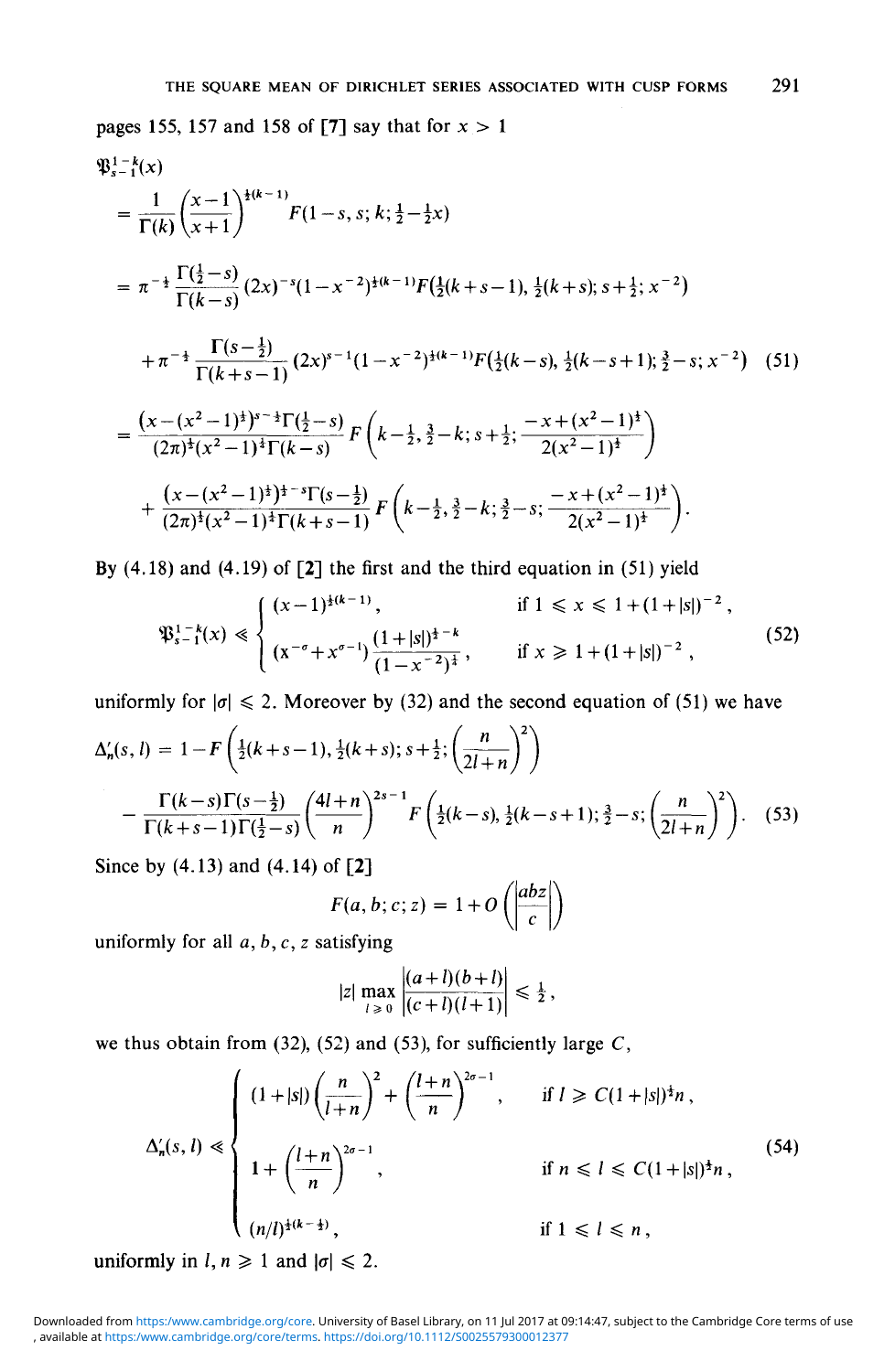pages 155, 157 and 158 of [7] say that for $x > 1$

$$
\begin{aligned}
&\mathfrak{P}_{s-1}^{1-k}(x) \\
&= \frac{1}{\Gamma(k)}\left(\frac{x-1}{x+1}\right)^{\frac{1}{2}(k-1)} F(1-s, s; k; \tfrac{1}{2}-\tfrac{1}{2}x) \\
&= \pi^{-\frac{1}{2}} \frac{\Gamma(\frac{1}{2}-s)}{\Gamma(k-s)} (2x)^{-s}(1-x^{-2})^{\frac{1}{2}(k-1)} F(\tfrac{1}{2}(k+s-1), \tfrac{1}{2}(k+s); s+\tfrac{1}{2}; x^{-2}) \\
&\quad + \pi^{-\frac{1}{2}} \frac{\Gamma(s-\frac{1}{2})}{\Gamma(k+s-1)} (2x)^{s-1}(1-x^{-2})^{\frac{1}{2}(k-1)} F(\tfrac{1}{2}(k-s), \tfrac{1}{2}(k-s+1); \tfrac{3}{2}-s; x^{-2}) \qquad (51) \\
&= \frac{(x-(x^2-1)^{\frac{1}{2}})^{s-\frac{1}{2}}\Gamma(\frac{1}{2}-s)}{(2\pi)^{\frac{1}{2}}(x^2-1)^{\frac{1}{4}}\Gamma(k-s)} F\left(k-\tfrac{1}{2}, \tfrac{3}{2}-k; s+\tfrac{1}{2}; \frac{-x+(x^2-1)^{\frac{1}{2}}}{2(x^2-1)^{\frac{1}{2}}}\right) \\
&\quad + \frac{(x-(x^2-1)^{\frac{1}{2}})^{\frac{1}{2}-s}\Gamma(s-\frac{1}{2})}{(2\pi)^{\frac{1}{2}}(x^2-1)^{\frac{1}{4}}\Gamma(k+s-1)} F\left(k-\tfrac{1}{2}, \tfrac{3}{2}-k; \tfrac{3}{2}-s; \frac{-x+(x^2-1)^{\frac{1}{2}}}{2(x^2-1)^{\frac{1}{2}}}\right).
\end{aligned}
$$

By (4.18) and (4.19) of [2] the first and the third equation in (51) yield

$$
\mathfrak{P}_{s-1}^{1-k}(x) \ll \begin{cases} (x-1)^{\frac{1}{2}(k-1)}, & \text{if } 1 \leqslant x \leqslant 1+(1+|s|)^{-2}, \\ (x^{-\sigma}+x^{\sigma-1})\dfrac{(1+|s|)^{\frac{1}{2}-k}}{(1-x^{-2})^{\frac{1}{4}}}, & \text{if } x \geqslant 1+(1+|s|)^{-2}, \end{cases} \qquad (52)
$$

uniformly for $|\sigma| \leqslant 2$. Moreover by (32) and the second equation of (51) we have

$$
\begin{aligned}
\Delta_n'(s, l) &= 1 - F\left(\tfrac{1}{2}(k+s-1), \tfrac{1}{2}(k+s); s+\tfrac{1}{2}; \left(\frac{n}{2l+n}\right)^2\right) \\
&\quad - \frac{\Gamma(k-s)\Gamma(s-\frac{1}{2})}{\Gamma(k+s-1)\Gamma(\frac{1}{2}-s)}\left(\frac{4l+n}{n}\right)^{2s-1} F\left(\tfrac{1}{2}(k-s), \tfrac{1}{2}(k-s+1); \tfrac{3}{2}-s; \left(\frac{n}{2l+n}\right)^2\right). \qquad (53)
\end{aligned}
$$

Since by (4.13) and (4.14) of [2]

$$
F(a, b; c; z) = 1 + O\left(\left|\frac{abz}{c}\right|\right)
$$

uniformly for all $a, b, c, z$ satisfying

$$
|z| \max_{l \geqslant 0} \left|\frac{(a+l)(b+l)}{(c+l)(l+1)}\right| \leqslant \tfrac{1}{2},
$$

we thus obtain from (32), (52) and (53), for sufficiently large $C$,

$$
\Delta_n'(s, l) \ll \begin{cases} (1+|s|)\left(\dfrac{n}{l+n}\right)^2 + \left(\dfrac{l+n}{n}\right)^{2\sigma-1}, & \text{if } l \geqslant C(1+|s|)^{\frac{1}{2}}n, \\ 1 + \left(\dfrac{l+n}{n}\right)^{2\sigma-1}, & \text{if } n \leqslant l \leqslant C(1+|s|)^{\frac{1}{2}}n, \\ (n/l)^{\frac{1}{2}(k-\frac{1}{2})}, & \text{if } 1 \leqslant l \leqslant n, \end{cases} \qquad (54)
$$

uniformly in $l, n \geqslant 1$ and $|\sigma| \leqslant 2$.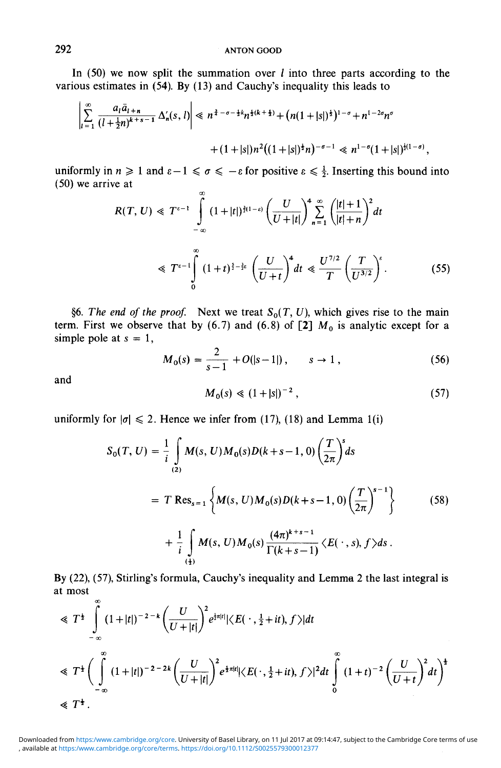In (50) we now split the summation over $l$ into three parts according to the various estimates in (54). By (13) and Cauchy's inequality this leads to

$$\left|\sum_{l=1}^{\infty} \frac{a_l \bar{a}_{l+n}}{(l+\frac{1}{2}n)^{k+s-1}} \Delta_n'(s,l)\right| \ll n^{\frac{3}{2}-\sigma-\frac{1}{2}k} n^{\frac{1}{2}(k+\frac{1}{2})} + \left(n(1+|s|)^{\frac{1}{2}}\right)^{1-\sigma} + n^{1-2\sigma} n^{\sigma}$$

$$+ (1+|s|)n^2\left((1+|s|)^{\frac{1}{2}} n\right)^{-\sigma-1} \ll n^{1-\sigma}(1+|s|)^{\frac{1}{2}(1-\sigma)},$$

uniformly in $n \geqslant 1$ and $\varepsilon - 1 \leqslant \sigma \leqslant -\varepsilon$ for positive $\varepsilon \leqslant \frac{1}{2}$. Inserting this bound into (50) we arrive at

$$R(T,U) \ll T^{\varepsilon-1} \int_{-\infty}^{\infty} (1+|t|)^{\frac{3}{2}(1-\varepsilon)} \left(\frac{U}{U+|t|}\right)^4 \sum_{n=1}^{\infty} \left(\frac{|t|+1}{|t|+n}\right)^2 dt$$

$$\ll T^{\varepsilon-1} \int_0^{\infty} (1+t)^{\frac{5}{2}-\frac{3}{2}\varepsilon} \left(\frac{U}{U+t}\right)^4 dt \ll \frac{U^{7/2}}{T}\left(\frac{T}{U^{3/2}}\right)^{\varepsilon}. \tag{55}$$

§6. *The end of the proof.* Next we treat $S_0(T,U)$, which gives rise to the main term. First we observe that by (6.7) and (6.8) of **[2]** $M_0$ is analytic except for a simple pole at $s = 1$,

$$M_0(s) = \frac{2}{s-1} + O(|s-1|), \qquad s \to 1, \tag{56}$$

and

$$M_0(s) \ll (1+|s|)^{-2}, \tag{57}$$

uniformly for $|\sigma| \leqslant 2$. Hence we infer from (17), (18) and Lemma 1(i)

$$S_0(T,U) = \frac{1}{i}\int_{(2)} M(s,U) M_0(s) D(k+s-1,0)\left(\frac{T}{2\pi}\right)^s ds$$

$$= T\,\mathrm{Res}_{s=1}\left\{M(s,U)M_0(s)D(k+s-1,0)\left(\frac{T}{2\pi}\right)^{s-1}\right\} \tag{58}$$

$$+ \frac{1}{i}\int_{(\frac{1}{2})} M(s,U)M_0(s)\frac{(4\pi)^{k+s-1}}{\Gamma(k+s-1)}\langle E(\cdot,s), f\rangle ds.$$

By (22), (57), Stirling's formula, Cauchy's inequality and Lemma 2 the last integral is at most

$$\ll T^{\frac{1}{2}} \int_{-\infty}^{\infty} (1+|t|)^{-2-k}\left(\frac{U}{U+|t|}\right)^2 e^{\frac{1}{2}\pi|t|}|\langle E(\cdot,\tfrac{1}{2}+it), f\rangle| dt$$

$$\ll T^{\frac{1}{2}}\left(\int_{-\infty}^{\infty}(1+|t|)^{-2-2k}\left(\frac{U}{U+|t|}\right)^2 e^{\frac{1}{2}\pi|t|}|\langle E(\cdot,\tfrac{1}{2}+it), f\rangle|^2 dt \int_0^{\infty}(1+t)^{-2}\left(\frac{U}{U+t}\right)^2 dt\right)^{\frac{1}{2}}$$

$$\ll T^{\frac{1}{2}}.$$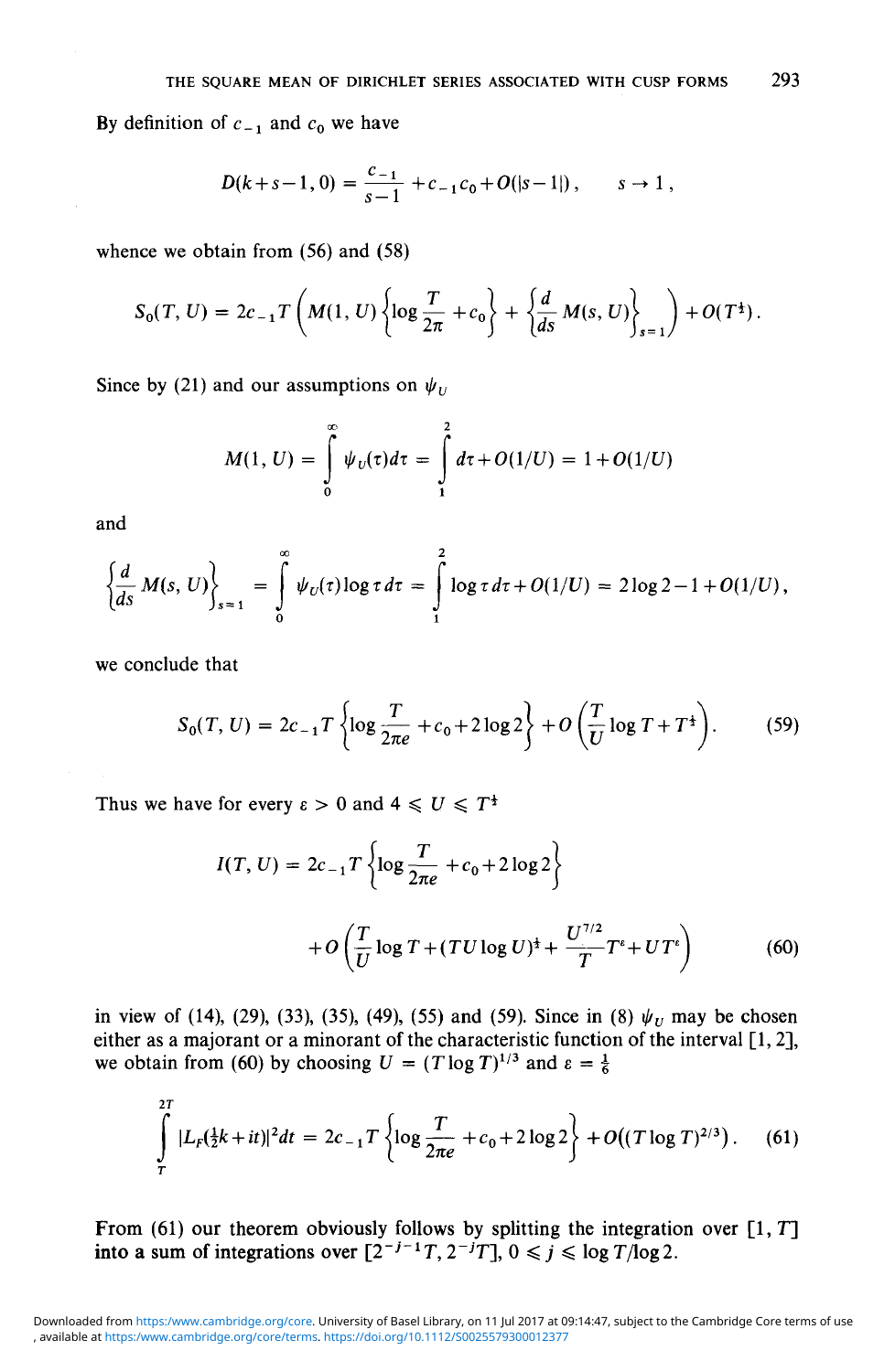By definition of $c_{-1}$ and $c_0$ we have

$$D(k+s-1, 0) = \frac{c_{-1}}{s-1} + c_{-1}c_0 + O(|s-1|), \qquad s \to 1,$$

whence we obtain from (56) and (58)

$$S_0(T, U) = 2c_{-1}T\left(M(1, U)\left\{\log\frac{T}{2\pi} + c_0\right\} + \left\{\frac{d}{ds}M(s, U)\right\}_{s=1}\right) + O(T^{\frac{1}{2}}).$$

Since by (21) and our assumptions on $\psi_U$

$$M(1, U) = \int_0^\infty \psi_U(\tau)d\tau = \int_1^2 d\tau + O(1/U) = 1 + O(1/U)$$

and

$$\left\{\frac{d}{ds}M(s, U)\right\}_{s=1} = \int_0^\infty \psi_U(\tau)\log\tau\, d\tau = \int_1^2 \log\tau\, d\tau + O(1/U) = 2\log 2 - 1 + O(1/U),$$

we conclude that

$$S_0(T, U) = 2c_{-1}T\left\{\log\frac{T}{2\pi e} + c_0 + 2\log 2\right\} + O\left(\frac{T}{U}\log T + T^{\frac{1}{2}}\right). \tag{59}$$

Thus we have for every $\varepsilon > 0$ and $4 \leqslant U \leqslant T^{\frac{1}{2}}$

$$I(T, U) = 2c_{-1}T\left\{\log\frac{T}{2\pi e} + c_0 + 2\log 2\right\}$$
$$+ O\left(\frac{T}{U}\log T + (TU\log U)^{\frac{1}{2}} + \frac{U^{7/2}}{T}T^{\varepsilon} + UT^{\varepsilon}\right) \tag{60}$$

in view of (14), (29), (33), (35), (49), (55) and (59). Since in (8) $\psi_U$ may be chosen either as a majorant or a minorant of the characteristic function of the interval $[1, 2]$, we obtain from (60) by choosing $U = (T\log T)^{1/3}$ and $\varepsilon = \frac{1}{6}$

$$\int_T^{2T} |L_F(\tfrac{1}{2}k + it)|^2 dt = 2c_{-1}T\left\{\log\frac{T}{2\pi e} + c_0 + 2\log 2\right\} + O\big((T\log T)^{2/3}\big). \tag{61}$$

From (61) our theorem obviously follows by splitting the integration over $[1, T]$ into a sum of integrations over $[2^{-j-1}T, 2^{-j}T]$, $0 \leqslant j \leqslant \log T/\log 2$.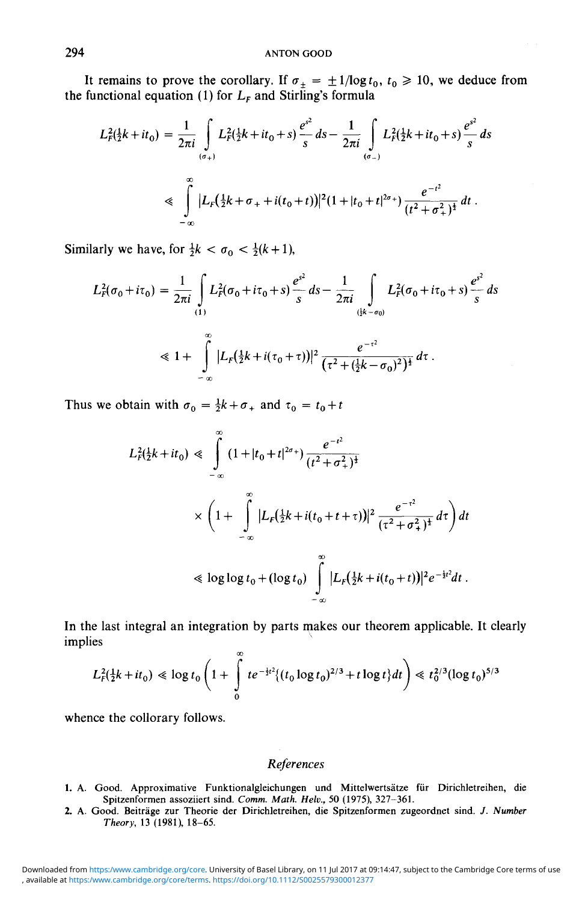It remains to prove the corollary. If $\sigma_{\pm} = \pm 1/\log t_0$, $t_0 \geqslant 10$, we deduce from the functional equation (1) for $L_F$ and Stirling's formula

$$L_F^2(\tfrac{1}{2}k + it_0) = \frac{1}{2\pi i} \int_{(\sigma_+)} L_F^2(\tfrac{1}{2}k + it_0 + s) \frac{e^{s^2}}{s} \, ds - \frac{1}{2\pi i} \int_{(\sigma_-)} L_F^2(\tfrac{1}{2}k + it_0 + s) \frac{e^{s^2}}{s} \, ds$$

$$\ll \int_{-\infty}^{\infty} |L_F(\tfrac{1}{2}k + \sigma_+ + i(t_0 + t))|^2 (1 + |t_0 + t|^{2\sigma_+}) \frac{e^{-t^2}}{(t^2 + \sigma_+^2)^{\frac{1}{2}}} \, dt .$$

Similarly we have, for $\frac{1}{2}k < \sigma_0 < \frac{1}{2}(k+1)$,

$$L_F^2(\sigma_0 + i\tau_0) = \frac{1}{2\pi i} \int_{(1)} L_F^2(\sigma_0 + i\tau_0 + s) \frac{e^{s^2}}{s} \, ds - \frac{1}{2\pi i} \int_{(\frac{1}{2}k - \sigma_0)} L_F^2(\sigma_0 + i\tau_0 + s) \frac{e^{s^2}}{s} \, ds$$

$$\ll 1 + \int_{-\infty}^{\infty} |L_F(\tfrac{1}{2}k + i(\tau_0 + \tau))|^2 \frac{e^{-\tau^2}}{(\tau^2 + (\frac{1}{2}k - \sigma_0)^2)^{\frac{1}{2}}} \, d\tau .$$

Thus we obtain with $\sigma_0 = \frac{1}{2}k + \sigma_+$ and $\tau_0 = t_0 + t$

$$L_F^2(\tfrac{1}{2}k + it_0) \ll \int_{-\infty}^{\infty} (1 + |t_0 + t|^{2\sigma_+}) \frac{e^{-t^2}}{(t^2 + \sigma_+^2)^{\frac{1}{2}}} \times \left(1 + \int_{-\infty}^{\infty} |L_F(\tfrac{1}{2}k + i(t_0 + t + \tau))|^2 \frac{e^{-\tau^2}}{(\tau^2 + \sigma_+^2)^{\frac{1}{2}}} \, d\tau \right) dt$$

$$\ll \log\log t_0 + (\log t_0) \int_{-\infty}^{\infty} |L_F(\tfrac{1}{2}k + i(t_0 + t))|^2 e^{-\frac{1}{2}t^2} dt .$$

In the last integral an integration by parts makes our theorem applicable. It clearly implies

$$L_F^2(\tfrac{1}{2}k + it_0) \ll \log t_0 \left(1 + \int_0^{\infty} t e^{-\frac{1}{2}t^2} \{(t_0 \log t_0)^{2/3} + t \log t\} dt \right) \ll t_0^{2/3} (\log t_0)^{5/3}$$

whence the collorary follows.

## *References*

1. A. Good. Approximative Funktionalgleichungen und Mittelwertsätze für Dirichletreihen, die Spitzenformen assoziiert sind. *Comm. Math. Helv.*, 50 (1975), 327–361.
2. A. Good. Beiträge zur Theorie der Dirichletreihen, die Spitzenformen zugeordnet sind. *J. Number Theory*, 13 (1981), 18–65.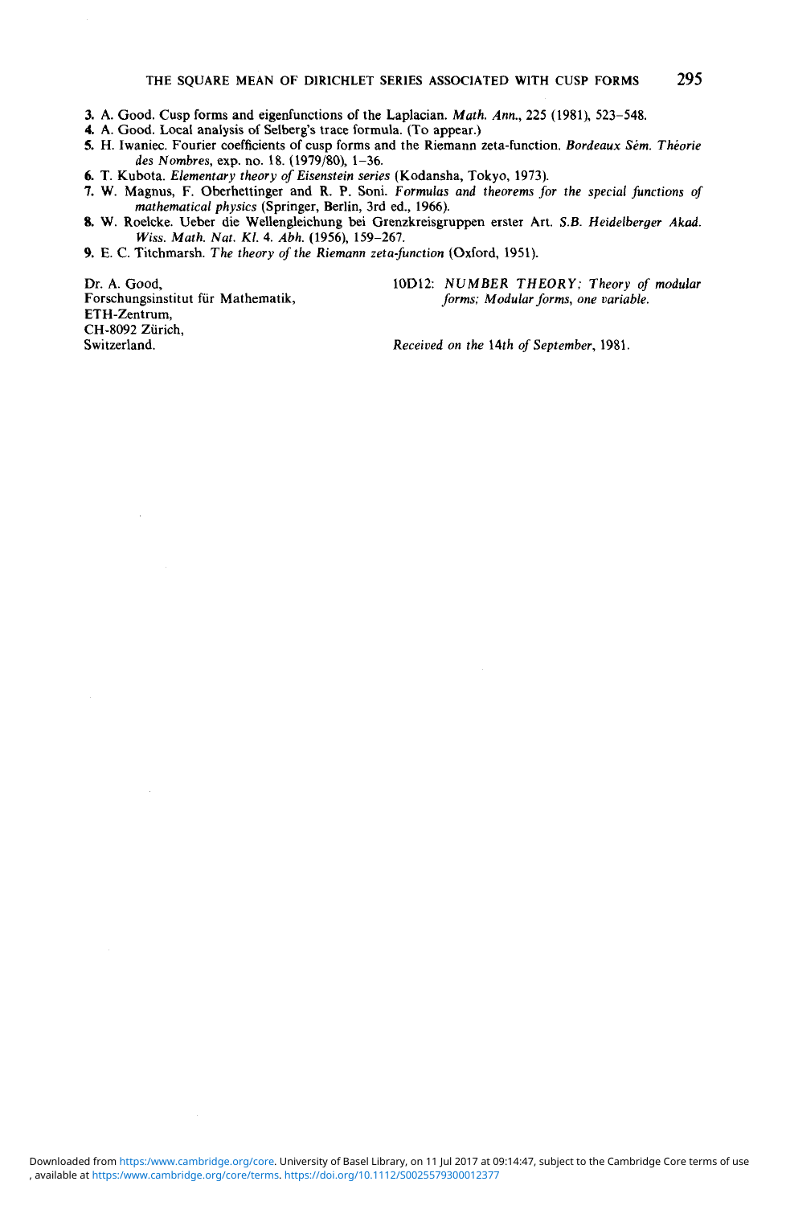3. A. Good. Cusp forms and eigenfunctions of the Laplacian. *Math. Ann.*, 225 (1981), 523–548.
4. A. Good. Local analysis of Selberg's trace formula. (To appear.)
5. H. Iwaniec. Fourier coefficients of cusp forms and the Riemann zeta-function. *Bordeaux Sém. Théorie des Nombres*, exp. no. 18. (1979/80), 1–36.
6. T. Kubota. *Elementary theory of Eisenstein series* (Kodansha, Tokyo, 1973).
7. W. Magnus, F. Oberhettinger and R. P. Soni. *Formulas and theorems for the special functions of mathematical physics* (Springer, Berlin, 3rd ed., 1966).
8. W. Roelcke. Ueber die Wellengleichung bei Grenzkreisgruppen erster Art. *S.B. Heidelberger Akad. Wiss. Math. Nat. Kl.* 4. *Abh.* (1956), 159–267.
9. E. C. Titchmarsh. *The theory of the Riemann zeta-function* (Oxford, 1951).

Dr. A. Good,
Forschungsinstitut für Mathematik,
ETH-Zentrum,
CH-8092 Zürich,
Switzerland.

10D12: *NUMBER THEORY; Theory of modular forms; Modular forms, one variable.*

*Received on the* 14*th of September*, 1981.